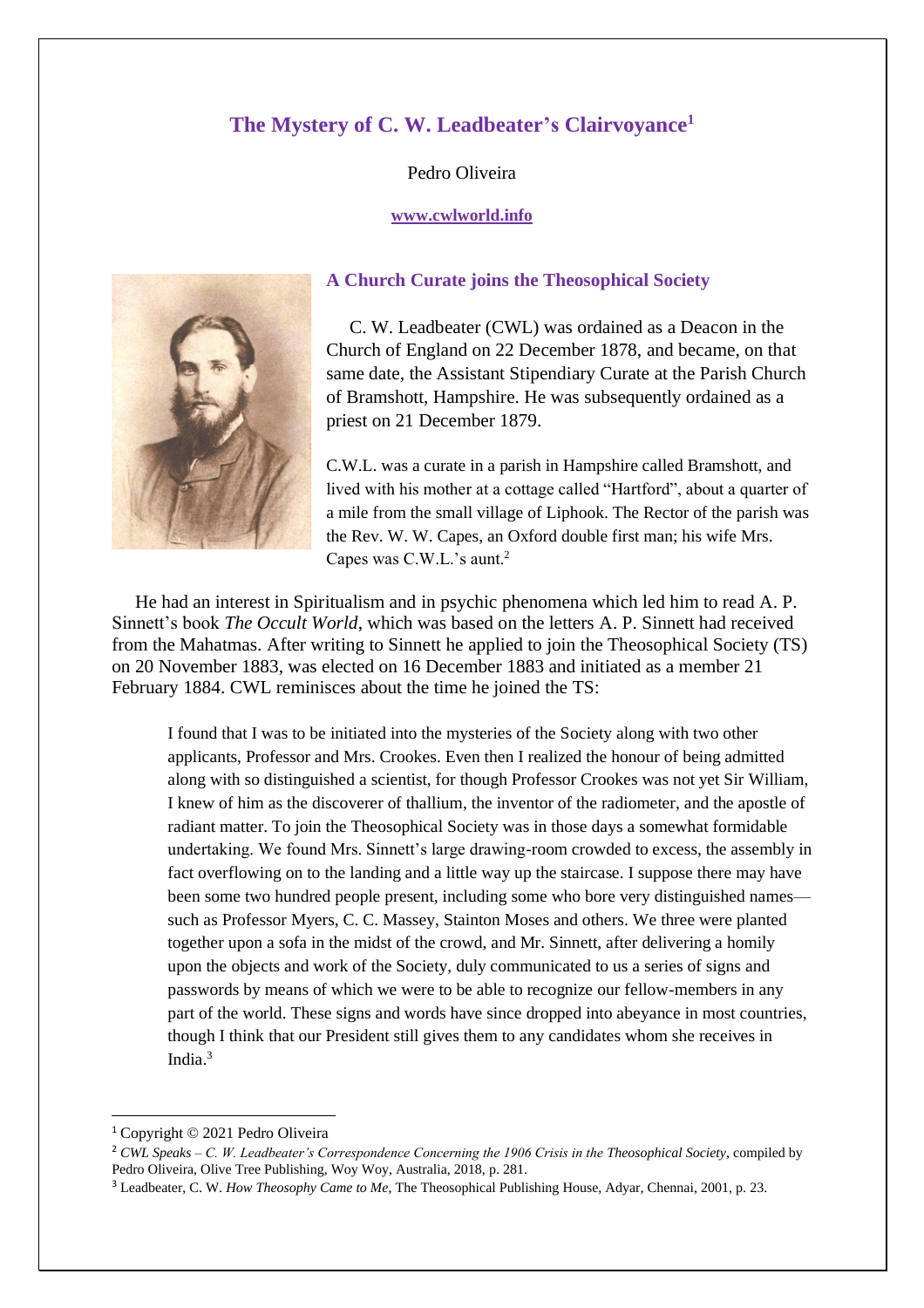# The Mystery of C. W. Leadbeater's Clairvoyance[1]

Pedro Oliveira

**www.cwlworld.info**

## A Church Curate joins the Theosophical Society

C. W. Leadbeater (CWL) was ordained as a Deacon in the Church of England on 22 December 1878, and became, on that same date, the Assistant Stipendiary Curate at the Parish Church of Bramshott, Hampshire. He was subsequently ordained as a priest on 21 December 1879.

> C.W.L. was a curate in a parish in Hampshire called Bramshott, and lived with his mother at a cottage called "Hartford", about a quarter of a mile from the small village of Liphook. The Rector of the parish was the Rev. W. W. Capes, an Oxford double first man; his wife Mrs. Capes was C.W.L.'s aunt.[2]

He had an interest in Spiritualism and in psychic phenomena which led him to read A. P. Sinnett's book *The Occult World*, which was based on the letters A. P. Sinnett had received from the Mahatmas. After writing to Sinnett he applied to join the Theosophical Society (TS) on 20 November 1883, was elected on 16 December 1883 and initiated as a member 21 February 1884. CWL reminisces about the time he joined the TS:

> I found that I was to be initiated into the mysteries of the Society along with two other applicants, Professor and Mrs. Crookes. Even then I realized the honour of being admitted along with so distinguished a scientist, for though Professor Crookes was not yet Sir William, I knew of him as the discoverer of thallium, the inventor of the radiometer, and the apostle of radiant matter. To join the Theosophical Society was in those days a somewhat formidable undertaking. We found Mrs. Sinnett's large drawing-room crowded to excess, the assembly in fact overflowing on to the landing and a little way up the staircase. I suppose there may have been some two hundred people present, including some who bore very distinguished names—such as Professor Myers, C. C. Massey, Stainton Moses and others. We three were planted together upon a sofa in the midst of the crowd, and Mr. Sinnett, after delivering a homily upon the objects and work of the Society, duly communicated to us a series of signs and passwords by means of which we were to be able to recognize our fellow-members in any part of the world. These signs and words have since dropped into abeyance in most countries, though I think that our President still gives them to any candidates whom she receives in India.[3]

---

[1] Copyright © 2021 Pedro Oliveira

[2] *CWL Speaks – C. W. Leadbeater's Correspondence Concerning the 1906 Crisis in the Theosophical Society*, compiled by Pedro Oliveira, Olive Tree Publishing, Woy Woy, Australia, 2018, p. 281.

[3] Leadbeater, C. W. *How Theosophy Came to Me*, The Theosophical Publishing House, Adyar, Chennai, 2001, p. 23.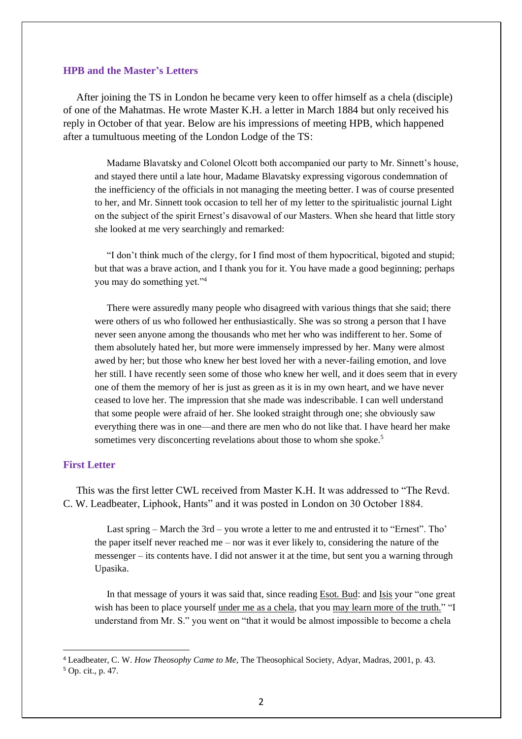## HPB and the Master's Letters

After joining the TS in London he became very keen to offer himself as a chela (disciple) of one of the Mahatmas. He wrote Master K.H. a letter in March 1884 but only received his reply in October of that year. Below are his impressions of meeting HPB, which happened after a tumultuous meeting of the London Lodge of the TS:

> Madame Blavatsky and Colonel Olcott both accompanied our party to Mr. Sinnett's house, and stayed there until a late hour, Madame Blavatsky expressing vigorous condemnation of the inefficiency of the officials in not managing the meeting better. I was of course presented to her, and Mr. Sinnett took occasion to tell her of my letter to the spiritualistic journal Light on the subject of the spirit Ernest's disavowal of our Masters. When she heard that little story she looked at me very searchingly and remarked:
>
> "I don't think much of the clergy, for I find most of them hypocritical, bigoted and stupid; but that was a brave action, and I thank you for it. You have made a good beginning; perhaps you may do something yet."[4]
>
> There were assuredly many people who disagreed with various things that she said; there were others of us who followed her enthusiastically. She was so strong a person that I have never seen anyone among the thousands who met her who was indifferent to her. Some of them absolutely hated her, but more were immensely impressed by her. Many were almost awed by her; but those who knew her best loved her with a never-failing emotion, and love her still. I have recently seen some of those who knew her well, and it does seem that in every one of them the memory of her is just as green as it is in my own heart, and we have never ceased to love her. The impression that she made was indescribable. I can well understand that some people were afraid of her. She looked straight through one; she obviously saw everything there was in one—and there are men who do not like that. I have heard her make sometimes very disconcerting revelations about those to whom she spoke.[5]

## First Letter

This was the first letter CWL received from Master K.H. It was addressed to "The Revd. C. W. Leadbeater, Liphook, Hants" and it was posted in London on 30 October 1884.

> Last spring – March the 3rd – you wrote a letter to me and entrusted it to "Ernest". Tho' the paper itself never reached me – nor was it ever likely to, considering the nature of the messenger – its contents have. I did not answer it at the time, but sent you a warning through Upasika.
>
> In that message of yours it was said that, since reading <u>Esot. Bud</u>: and <u>Isis</u> your "one great wish has been to place yourself <u>under me as a chela</u>, that you <u>may learn more of the truth.</u>" "I understand from Mr. S." you went on "that it would be almost impossible to become a chela

---

[4] Leadbeater, C. W. *How Theosophy Came to Me*, The Theosophical Society, Adyar, Madras, 2001, p. 43.

[5] Op. cit., p. 47.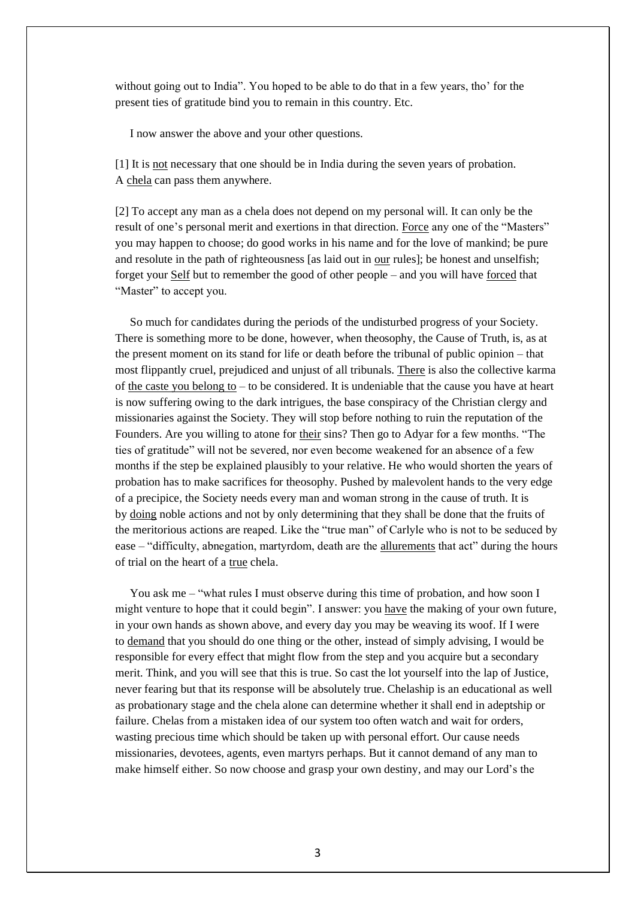without going out to India". You hoped to be able to do that in a few years, tho' for the present ties of gratitude bind you to remain in this country. Etc.

I now answer the above and your other questions.

[1] It is <u>not</u> necessary that one should be in India during the seven years of probation. A <u>chela</u> can pass them anywhere.

[2] To accept any man as a chela does not depend on my personal will. It can only be the result of one's personal merit and exertions in that direction. <u>Force</u> any one of the "Masters" you may happen to choose; do good works in his name and for the love of mankind; be pure and resolute in the path of righteousness [as laid out in <u>our</u> rules]; be honest and unselfish; forget your <u>Self</u> but to remember the good of other people – and you will have <u>forced</u> that "Master" to accept you.

So much for candidates during the periods of the undisturbed progress of your Society. There is something more to be done, however, when theosophy, the Cause of Truth, is, as at the present moment on its stand for life or death before the tribunal of public opinion – that most flippantly cruel, prejudiced and unjust of all tribunals. <u>There</u> is also the collective karma of <u>the caste you belong to</u> – to be considered. It is undeniable that the cause you have at heart is now suffering owing to the dark intrigues, the base conspiracy of the Christian clergy and missionaries against the Society. They will stop before nothing to ruin the reputation of the Founders. Are you willing to atone for <u>their</u> sins? Then go to Adyar for a few months. "The ties of gratitude" will not be severed, nor even become weakened for an absence of a few months if the step be explained plausibly to your relative. He who would shorten the years of probation has to make sacrifices for theosophy. Pushed by malevolent hands to the very edge of a precipice, the Society needs every man and woman strong in the cause of truth. It is by <u>doing</u> noble actions and not by only determining that they shall be done that the fruits of the meritorious actions are reaped. Like the "true man" of Carlyle who is not to be seduced by ease – "difficulty, abnegation, martyrdom, death are the <u>allurements</u> that act" during the hours of trial on the heart of a <u>true</u> chela.

You ask me – "what rules I must observe during this time of probation, and how soon I might venture to hope that it could begin". I answer: you <u>have</u> the making of your own future, in your own hands as shown above, and every day you may be weaving its woof. If I were to <u>demand</u> that you should do one thing or the other, instead of simply advising, I would be responsible for every effect that might flow from the step and you acquire but a secondary merit. Think, and you will see that this is true. So cast the lot yourself into the lap of Justice, never fearing but that its response will be absolutely true. Chelaship is an educational as well as probationary stage and the chela alone can determine whether it shall end in adeptship or failure. Chelas from a mistaken idea of our system too often watch and wait for orders, wasting precious time which should be taken up with personal effort. Our cause needs missionaries, devotees, agents, even martyrs perhaps. But it cannot demand of any man to make himself either. So now choose and grasp your own destiny, and may our Lord's the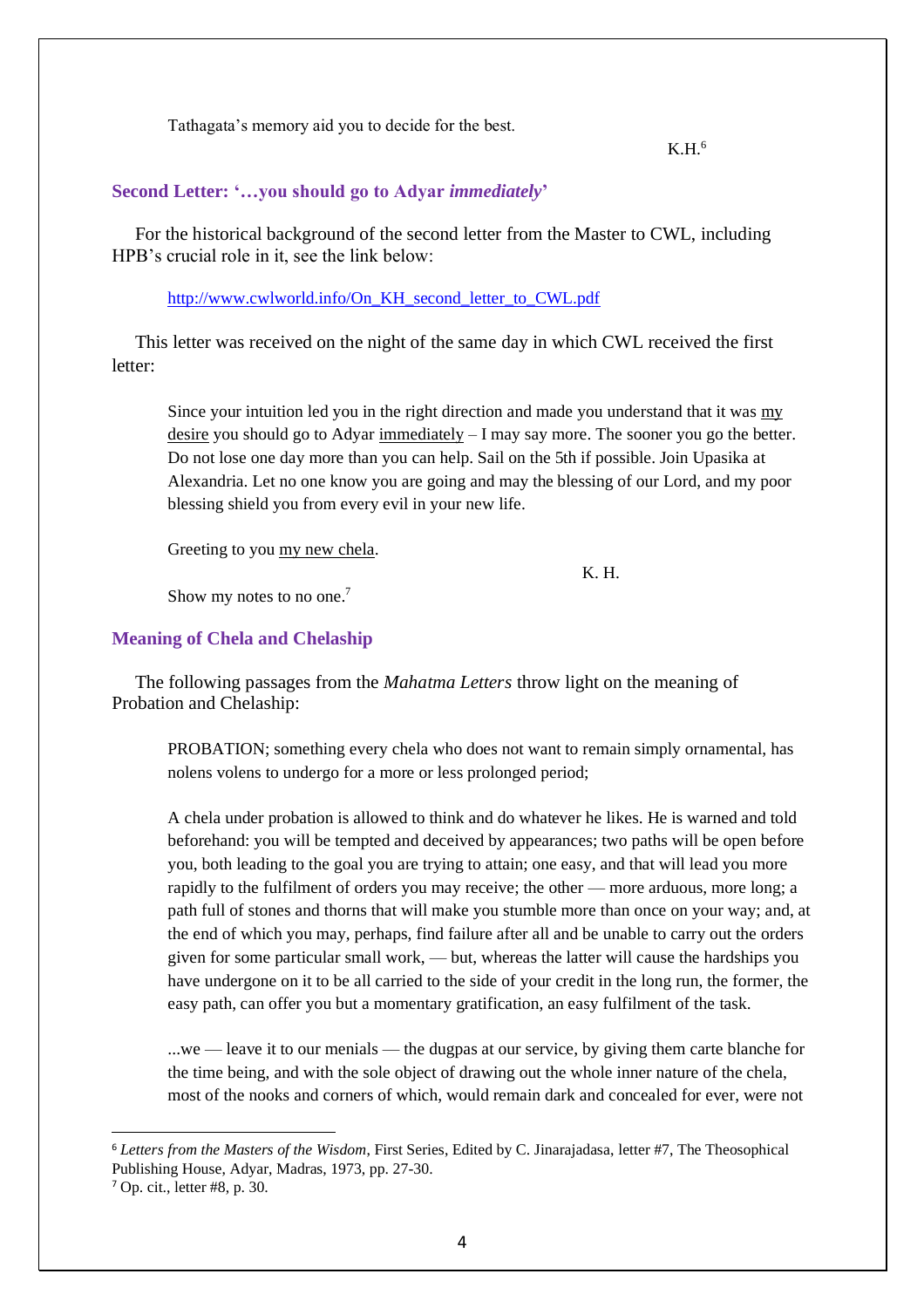Tathagata's memory aid you to decide for the best.

K.H.[6]

## Second Letter: '…you should go to Adyar *immediately*'

For the historical background of the second letter from the Master to CWL, including HPB's crucial role in it, see the link below:

http://www.cwlworld.info/On_KH_second_letter_to_CWL.pdf

This letter was received on the night of the same day in which CWL received the first letter:

> Since your intuition led you in the right direction and made you understand that it was my desire you should go to Adyar immediately – I may say more. The sooner you go the better. Do not lose one day more than you can help. Sail on the 5th if possible. Join Upasika at Alexandria. Let no one know you are going and may the blessing of our Lord, and my poor blessing shield you from every evil in your new life.
>
> Greeting to you my new chela.
>
> K. H.
>
> Show my notes to no one.[7]

## Meaning of Chela and Chelaship

The following passages from the *Mahatma Letters* throw light on the meaning of Probation and Chelaship:

> PROBATION; something every chela who does not want to remain simply ornamental, has nolens volens to undergo for a more or less prolonged period;
>
> A chela under probation is allowed to think and do whatever he likes. He is warned and told beforehand: you will be tempted and deceived by appearances; two paths will be open before you, both leading to the goal you are trying to attain; one easy, and that will lead you more rapidly to the fulfilment of orders you may receive; the other — more arduous, more long; a path full of stones and thorns that will make you stumble more than once on your way; and, at the end of which you may, perhaps, find failure after all and be unable to carry out the orders given for some particular small work, — but, whereas the latter will cause the hardships you have undergone on it to be all carried to the side of your credit in the long run, the former, the easy path, can offer you but a momentary gratification, an easy fulfilment of the task.
>
> ...we — leave it to our menials — the dugpas at our service, by giving them carte blanche for the time being, and with the sole object of drawing out the whole inner nature of the chela, most of the nooks and corners of which, would remain dark and concealed for ever, were not

---

[6] *Letters from the Masters of the Wisdom*, First Series, Edited by C. Jinarajadasa, letter #7, The Theosophical Publishing House, Adyar, Madras, 1973, pp. 27-30.

[7] Op. cit., letter #8, p. 30.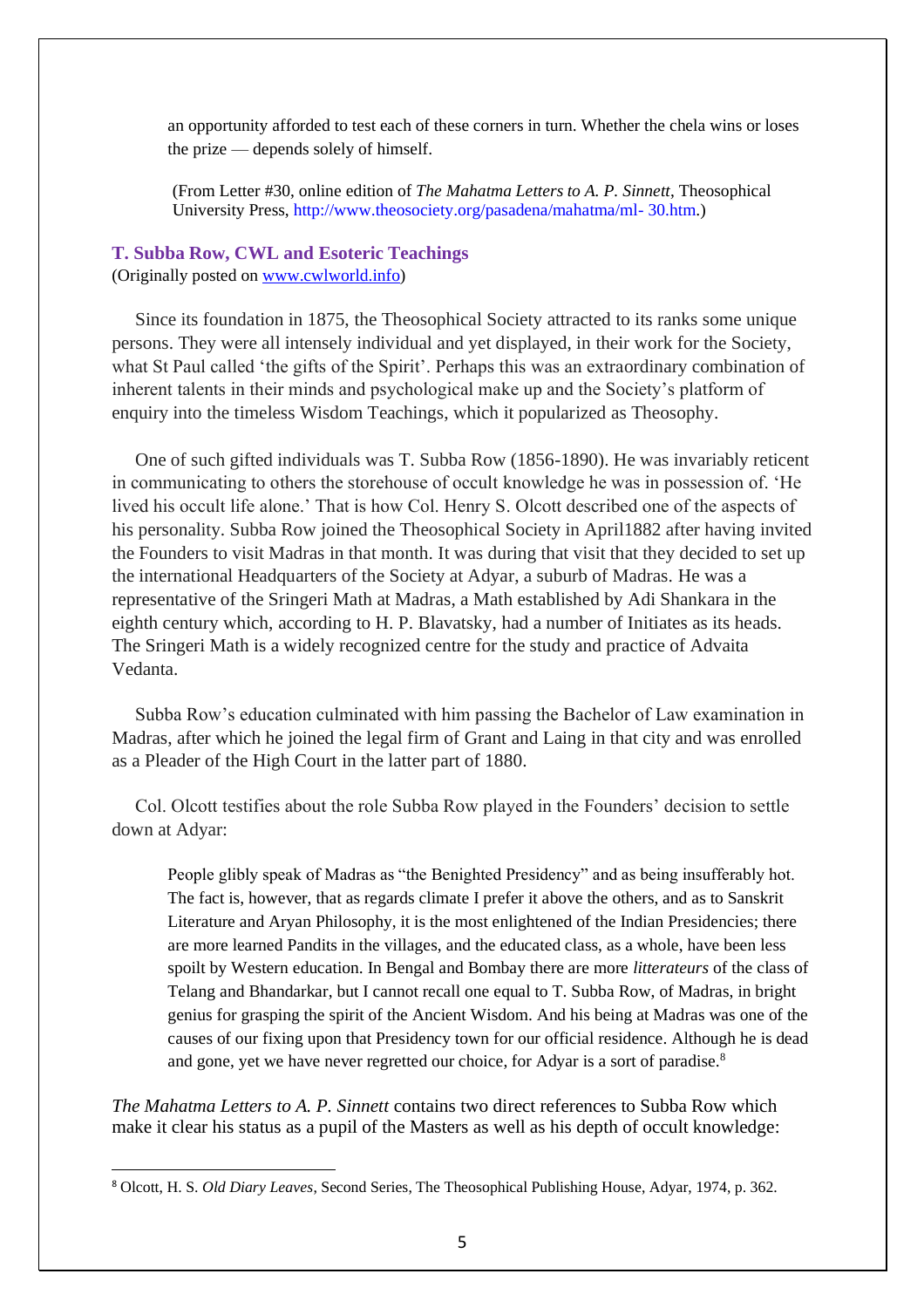> an opportunity afforded to test each of these corners in turn. Whether the chela wins or loses the prize — depends solely of himself.
>
> (From Letter #30, online edition of *The Mahatma Letters to A. P. Sinnett*, Theosophical University Press, http://www.theosociety.org/pasadena/mahatma/ml- 30.htm.)

### T. Subba Row, CWL and Esoteric Teachings

(Originally posted on www.cwlworld.info)

Since its foundation in 1875, the Theosophical Society attracted to its ranks some unique persons. They were all intensely individual and yet displayed, in their work for the Society, what St Paul called 'the gifts of the Spirit'. Perhaps this was an extraordinary combination of inherent talents in their minds and psychological make up and the Society's platform of enquiry into the timeless Wisdom Teachings, which it popularized as Theosophy.

One of such gifted individuals was T. Subba Row (1856-1890). He was invariably reticent in communicating to others the storehouse of occult knowledge he was in possession of. 'He lived his occult life alone.' That is how Col. Henry S. Olcott described one of the aspects of his personality. Subba Row joined the Theosophical Society in April1882 after having invited the Founders to visit Madras in that month. It was during that visit that they decided to set up the international Headquarters of the Society at Adyar, a suburb of Madras. He was a representative of the Sringeri Math at Madras, a Math established by Adi Shankara in the eighth century which, according to H. P. Blavatsky, had a number of Initiates as its heads. The Sringeri Math is a widely recognized centre for the study and practice of Advaita Vedanta.

Subba Row's education culminated with him passing the Bachelor of Law examination in Madras, after which he joined the legal firm of Grant and Laing in that city and was enrolled as a Pleader of the High Court in the latter part of 1880.

Col. Olcott testifies about the role Subba Row played in the Founders' decision to settle down at Adyar:

> People glibly speak of Madras as "the Benighted Presidency" and as being insufferably hot. The fact is, however, that as regards climate I prefer it above the others, and as to Sanskrit Literature and Aryan Philosophy, it is the most enlightened of the Indian Presidencies; there are more learned Pandits in the villages, and the educated class, as a whole, have been less spoilt by Western education. In Bengal and Bombay there are more *litterateurs* of the class of Telang and Bhandarkar, but I cannot recall one equal to T. Subba Row, of Madras, in bright genius for grasping the spirit of the Ancient Wisdom. And his being at Madras was one of the causes of our fixing upon that Presidency town for our official residence. Although he is dead and gone, yet we have never regretted our choice, for Adyar is a sort of paradise.[8]

*The Mahatma Letters to A. P. Sinnett* contains two direct references to Subba Row which make it clear his status as a pupil of the Masters as well as his depth of occult knowledge:

---

[8] Olcott, H. S. *Old Diary Leaves*, Second Series, The Theosophical Publishing House, Adyar, 1974, p. 362.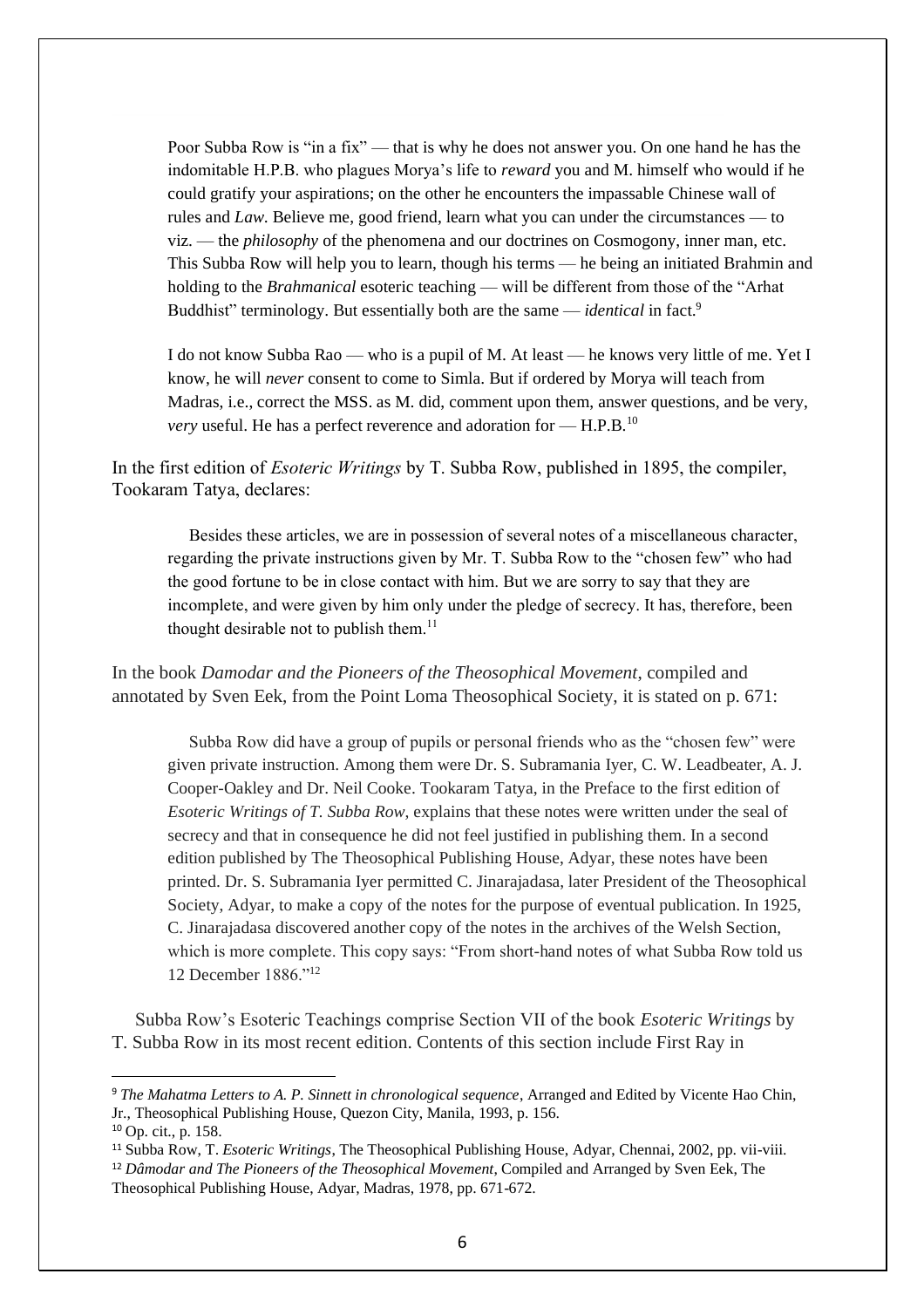> Poor Subba Row is "in a fix" — that is why he does not answer you. On one hand he has the indomitable H.P.B. who plagues Morya's life to *reward* you and M. himself who would if he could gratify your aspirations; on the other he encounters the impassable Chinese wall of rules and *Law*. Believe me, good friend, learn what you can under the circumstances — to viz. — the *philosophy* of the phenomena and our doctrines on Cosmogony, inner man, etc. This Subba Row will help you to learn, though his terms — he being an initiated Brahmin and holding to the *Brahmanical* esoteric teaching — will be different from those of the "Arhat Buddhist" terminology. But essentially both are the same — *identical* in fact.[9]

> I do not know Subba Rao — who is a pupil of M. At least — he knows very little of me. Yet I know, he will *never* consent to come to Simla. But if ordered by Morya will teach from Madras, i.e., correct the MSS. as M. did, comment upon them, answer questions, and be very, *very* useful. He has a perfect reverence and adoration for — H.P.B.[10]

In the first edition of *Esoteric Writings* by T. Subba Row, published in 1895, the compiler, Tookaram Tatya, declares:

> Besides these articles, we are in possession of several notes of a miscellaneous character, regarding the private instructions given by Mr. T. Subba Row to the "chosen few" who had the good fortune to be in close contact with him. But we are sorry to say that they are incomplete, and were given by him only under the pledge of secrecy. It has, therefore, been thought desirable not to publish them.[11]

In the book *Damodar and the Pioneers of the Theosophical Movement*, compiled and annotated by Sven Eek, from the Point Loma Theosophical Society, it is stated on p. 671:

> Subba Row did have a group of pupils or personal friends who as the "chosen few" were given private instruction. Among them were Dr. S. Subramania Iyer, C. W. Leadbeater, A. J. Cooper-Oakley and Dr. Neil Cooke. Tookaram Tatya, in the Preface to the first edition of *Esoteric Writings of T. Subba Row*, explains that these notes were written under the seal of secrecy and that in consequence he did not feel justified in publishing them. In a second edition published by The Theosophical Publishing House, Adyar, these notes have been printed. Dr. S. Subramania Iyer permitted C. Jinarajadasa, later President of the Theosophical Society, Adyar, to make a copy of the notes for the purpose of eventual publication. In 1925, C. Jinarajadasa discovered another copy of the notes in the archives of the Welsh Section, which is more complete. This copy says: "From short-hand notes of what Subba Row told us 12 December 1886."[12]

Subba Row's Esoteric Teachings comprise Section VII of the book *Esoteric Writings* by T. Subba Row in its most recent edition. Contents of this section include First Ray in

---

[9] *The Mahatma Letters to A. P. Sinnett in chronological sequence*, Arranged and Edited by Vicente Hao Chin, Jr., Theosophical Publishing House, Quezon City, Manila, 1993, p. 156.

[10] Op. cit., p. 158.

[11] Subba Row, T. *Esoteric Writings*, The Theosophical Publishing House, Adyar, Chennai, 2002, pp. vii-viii.

[12] *Dâmodar and The Pioneers of the Theosophical Movement*, Compiled and Arranged by Sven Eek, The Theosophical Publishing House, Adyar, Madras, 1978, pp. 671-672.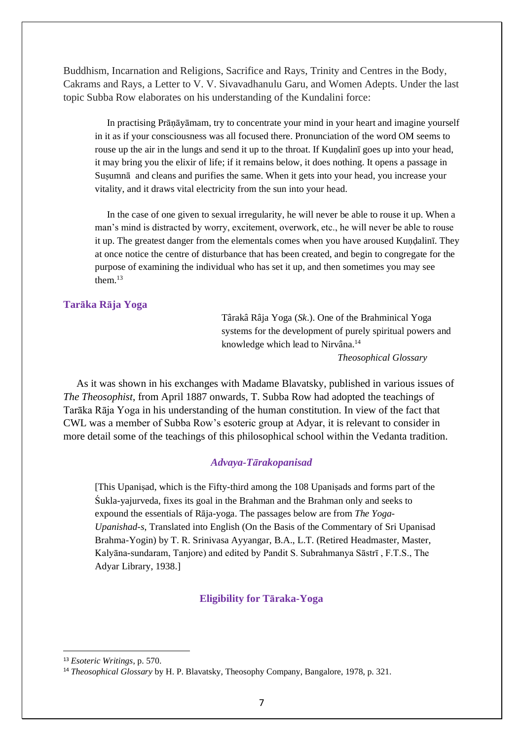Buddhism, Incarnation and Religions, Sacrifice and Rays, Trinity and Centres in the Body, Cakrams and Rays, a Letter to V. V. Sivavadhanulu Garu, and Women Adepts. Under the last topic Subba Row elaborates on his understanding of the Kundalini force:

> In practising Prāṇāyāmam, try to concentrate your mind in your heart and imagine yourself in it as if your consciousness was all focused there. Pronunciation of the word OM seems to rouse up the air in the lungs and send it up to the throat. If Kuṇḍalinī goes up into your head, it may bring you the elixir of life; if it remains below, it does nothing. It opens a passage in Suṣumnā and cleans and purifies the same. When it gets into your head, you increase your vitality, and it draws vital electricity from the sun into your head.
>
> In the case of one given to sexual irregularity, he will never be able to rouse it up. When a man's mind is distracted by worry, excitement, overwork, etc., he will never be able to rouse it up. The greatest danger from the elementals comes when you have aroused Kuṇḍalinī. They at once notice the centre of disturbance that has been created, and begin to congregate for the purpose of examining the individual who has set it up, and then sometimes you may see them.[13]

## Tarāka Rāja Yoga

> Târakâ Râja Yoga (*Sk.*). One of the Brahminical Yoga systems for the development of purely spiritual powers and knowledge which lead to Nirvâna.[14]
>
> *Theosophical Glossary*

As it was shown in his exchanges with Madame Blavatsky, published in various issues of *The Theosophist*, from April 1887 onwards, T. Subba Row had adopted the teachings of Tarāka Rāja Yoga in his understanding of the human constitution. In view of the fact that CWL was a member of Subba Row's esoteric group at Adyar, it is relevant to consider in more detail some of the teachings of this philosophical school within the Vedanta tradition.

### *Advaya-Tārakopanisad*

> [This Upaniṣad, which is the Fifty-third among the 108 Upaniṣads and forms part of the Śukla-yajurveda, fixes its goal in the Brahman and the Brahman only and seeks to expound the essentials of Rāja-yoga. The passages below are from *The Yoga-Upanishad-s*, Translated into English (On the Basis of the Commentary of Sri Upanisad Brahma-Yogin) by T. R. Srinivasa Ayyangar, B.A., L.T. (Retired Headmaster, Master, Kalyāna-sundaram, Tanjore) and edited by Pandit S. Subrahmanya Sāstrī , F.T.S., The Adyar Library, 1938.]

### Eligibility for Tāraka-Yoga

---

[13] *Esoteric Writings*, p. 570.

[14] *Theosophical Glossary* by H. P. Blavatsky, Theosophy Company, Bangalore, 1978, p. 321.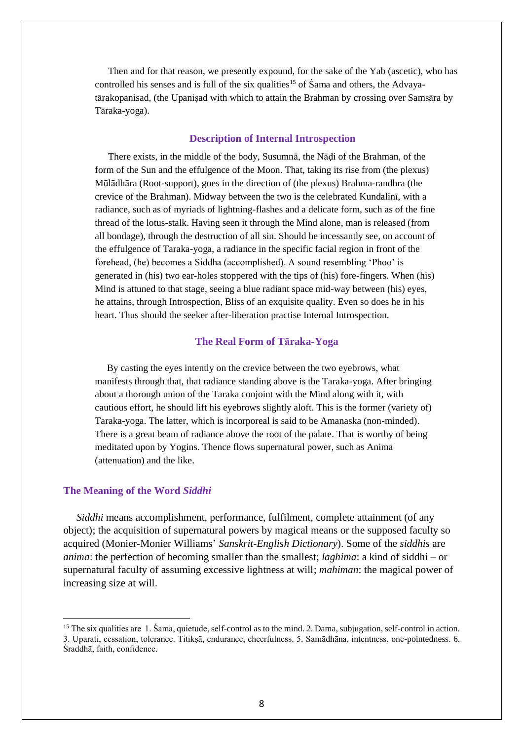Then and for that reason, we presently expound, for the sake of the Yab (ascetic), who has controlled his senses and is full of the six qualities[15] of Śama and others, the Advaya-tārakopanisad, (the Upaniṣad with which to attain the Brahman by crossing over Samsāra by Tāraka-yoga).

### Description of Internal Introspection

There exists, in the middle of the body, Susumnā, the Nāḍi of the Brahman, of the form of the Sun and the effulgence of the Moon. That, taking its rise from (the plexus) Mūlādhāra (Root-support), goes in the direction of (the plexus) Brahma-randhra (the crevice of the Brahman). Midway between the two is the celebrated Kundalinī, with a radiance, such as of myriads of lightning-flashes and a delicate form, such as of the fine thread of the lotus-stalk. Having seen it through the Mind alone, man is released (from all bondage), through the destruction of all sin. Should he incessantly see, on account of the effulgence of Taraka-yoga, a radiance in the specific facial region in front of the forehead, (he) becomes a Siddha (accomplished). A sound resembling 'Phoo' is generated in (his) two ear-holes stoppered with the tips of (his) fore-fingers. When (his) Mind is attuned to that stage, seeing a blue radiant space mid-way between (his) eyes, he attains, through Introspection, Bliss of an exquisite quality. Even so does he in his heart. Thus should the seeker after-liberation practise Internal Introspection.

### The Real Form of Tāraka-Yoga

By casting the eyes intently on the crevice between the two eyebrows, what manifests through that, that radiance standing above is the Taraka-yoga. After bringing about a thorough union of the Taraka conjoint with the Mind along with it, with cautious effort, he should lift his eyebrows slightly aloft. This is the former (variety of) Taraka-yoga. The latter, which is incorporeal is said to be Amanaska (non-minded). There is a great beam of radiance above the root of the palate. That is worthy of being meditated upon by Yogins. Thence flows supernatural power, such as Anima (attenuation) and the like.

## The Meaning of the Word *Siddhi*

*Siddhi* means accomplishment, performance, fulfilment, complete attainment (of any object); the acquisition of supernatural powers by magical means or the supposed faculty so acquired (Monier-Monier Williams' *Sanskrit-English Dictionary*). Some of the *siddhis* are *anima*: the perfection of becoming smaller than the smallest; *laghima*: a kind of siddhi – or supernatural faculty of assuming excessive lightness at will; *mahiman*: the magical power of increasing size at will.

---

[15] The six qualities are 1. Śama, quietude, self-control as to the mind. 2. Dama, subjugation, self-control in action. 3. Uparati, cessation, tolerance. Titikṣā, endurance, cheerfulness. 5. Samādhāna, intentness, one-pointedness. 6. Śraddhā, faith, confidence.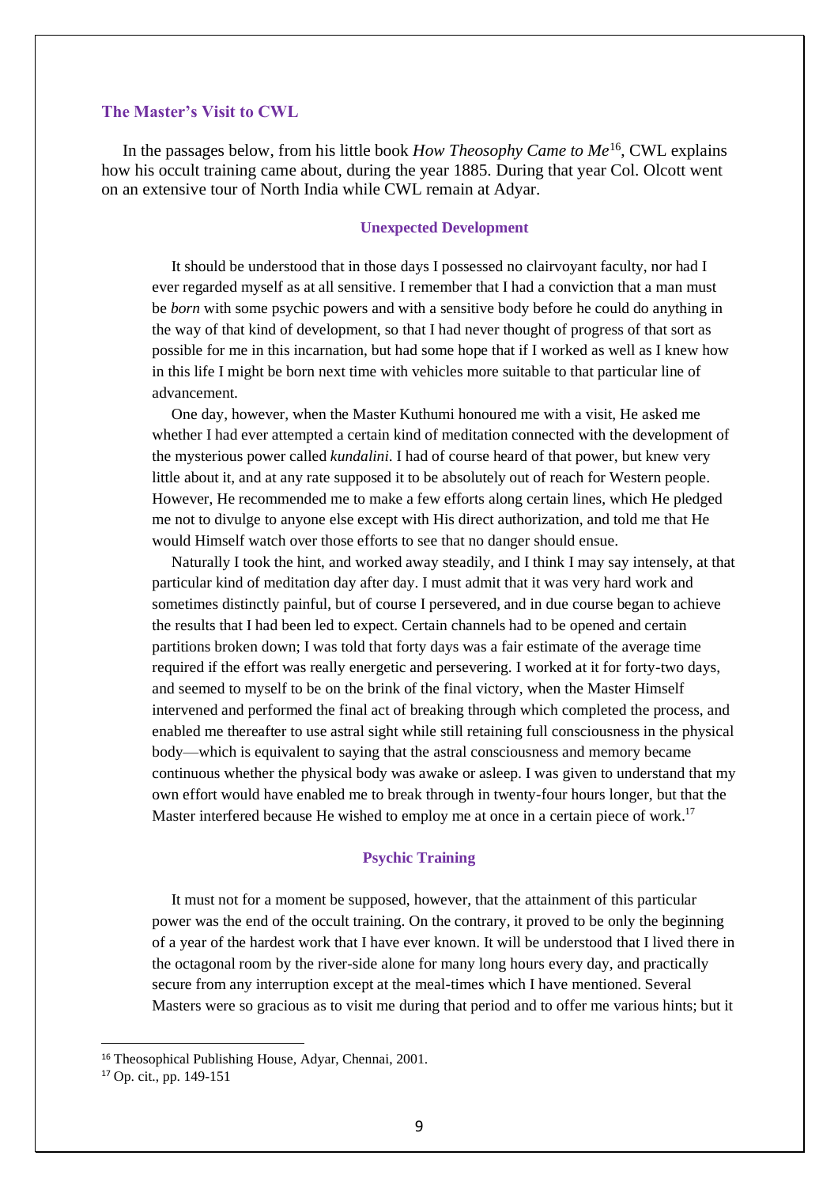## The Master's Visit to CWL

In the passages below, from his little book *How Theosophy Came to Me*[16], CWL explains how his occult training came about, during the year 1885. During that year Col. Olcott went on an extensive tour of North India while CWL remain at Adyar.

### Unexpected Development

> It should be understood that in those days I possessed no clairvoyant faculty, nor had I ever regarded myself as at all sensitive. I remember that I had a conviction that a man must be *born* with some psychic powers and with a sensitive body before he could do anything in the way of that kind of development, so that I had never thought of progress of that sort as possible for me in this incarnation, but had some hope that if I worked as well as I knew how in this life I might be born next time with vehicles more suitable to that particular line of advancement.
>
> One day, however, when the Master Kuthumi honoured me with a visit, He asked me whether I had ever attempted a certain kind of meditation connected with the development of the mysterious power called *kundalini*. I had of course heard of that power, but knew very little about it, and at any rate supposed it to be absolutely out of reach for Western people. However, He recommended me to make a few efforts along certain lines, which He pledged me not to divulge to anyone else except with His direct authorization, and told me that He would Himself watch over those efforts to see that no danger should ensue.
>
> Naturally I took the hint, and worked away steadily, and I think I may say intensely, at that particular kind of meditation day after day. I must admit that it was very hard work and sometimes distinctly painful, but of course I persevered, and in due course began to achieve the results that I had been led to expect. Certain channels had to be opened and certain partitions broken down; I was told that forty days was a fair estimate of the average time required if the effort was really energetic and persevering. I worked at it for forty-two days, and seemed to myself to be on the brink of the final victory, when the Master Himself intervened and performed the final act of breaking through which completed the process, and enabled me thereafter to use astral sight while still retaining full consciousness in the physical body—which is equivalent to saying that the astral consciousness and memory became continuous whether the physical body was awake or asleep. I was given to understand that my own effort would have enabled me to break through in twenty-four hours longer, but that the Master interfered because He wished to employ me at once in a certain piece of work.[17]

### Psychic Training

> It must not for a moment be supposed, however, that the attainment of this particular power was the end of the occult training. On the contrary, it proved to be only the beginning of a year of the hardest work that I have ever known. It will be understood that I lived there in the octagonal room by the river-side alone for many long hours every day, and practically secure from any interruption except at the meal-times which I have mentioned. Several Masters were so gracious as to visit me during that period and to offer me various hints; but it

---

[16] Theosophical Publishing House, Adyar, Chennai, 2001.

[17] Op. cit., pp. 149-151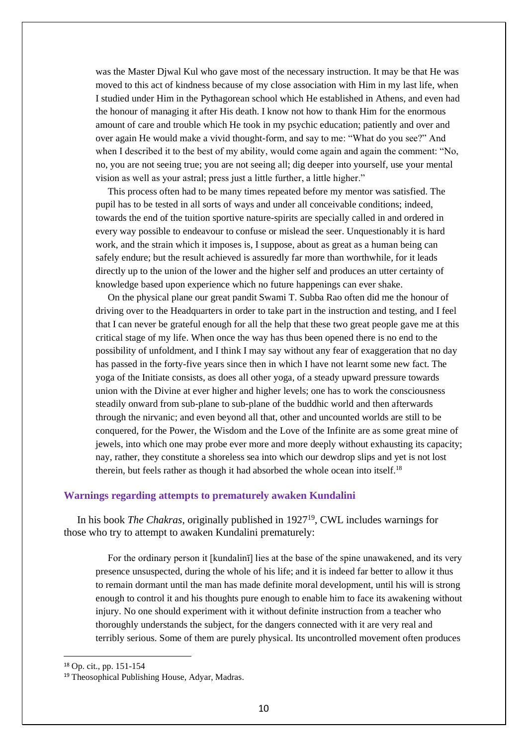> was the Master Djwal Kul who gave most of the necessary instruction. It may be that He was moved to this act of kindness because of my close association with Him in my last life, when I studied under Him in the Pythagorean school which He established in Athens, and even had the honour of managing it after His death. I know not how to thank Him for the enormous amount of care and trouble which He took in my psychic education; patiently and over and over again He would make a vivid thought-form, and say to me: "What do you see?" And when I described it to the best of my ability, would come again and again the comment: "No, no, you are not seeing true; you are not seeing all; dig deeper into yourself, use your mental vision as well as your astral; press just a little further, a little higher."
>
> This process often had to be many times repeated before my mentor was satisfied. The pupil has to be tested in all sorts of ways and under all conceivable conditions; indeed, towards the end of the tuition sportive nature-spirits are specially called in and ordered in every way possible to endeavour to confuse or mislead the seer. Unquestionably it is hard work, and the strain which it imposes is, I suppose, about as great as a human being can safely endure; but the result achieved is assuredly far more than worthwhile, for it leads directly up to the union of the lower and the higher self and produces an utter certainty of knowledge based upon experience which no future happenings can ever shake.
>
> On the physical plane our great pandit Swami T. Subba Rao often did me the honour of driving over to the Headquarters in order to take part in the instruction and testing, and I feel that I can never be grateful enough for all the help that these two great people gave me at this critical stage of my life. When once the way has thus been opened there is no end to the possibility of unfoldment, and I think I may say without any fear of exaggeration that no day has passed in the forty-five years since then in which I have not learnt some new fact. The yoga of the Initiate consists, as does all other yoga, of a steady upward pressure towards union with the Divine at ever higher and higher levels; one has to work the consciousness steadily onward from sub-plane to sub-plane of the buddhic world and then afterwards through the nirvanic; and even beyond all that, other and uncounted worlds are still to be conquered, for the Power, the Wisdom and the Love of the Infinite are as some great mine of jewels, into which one may probe ever more and more deeply without exhausting its capacity; nay, rather, they constitute a shoreless sea into which our dewdrop slips and yet is not lost therein, but feels rather as though it had absorbed the whole ocean into itself.[18]

## Warnings regarding attempts to prematurely awaken Kundalini

In his book *The Chakras*, originally published in 1927[19], CWL includes warnings for those who try to attempt to awaken Kundalini prematurely:

> For the ordinary person it [kundalinī] lies at the base of the spine unawakened, and its very presence unsuspected, during the whole of his life; and it is indeed far better to allow it thus to remain dormant until the man has made definite moral development, until his will is strong enough to control it and his thoughts pure enough to enable him to face its awakening without injury. No one should experiment with it without definite instruction from a teacher who thoroughly understands the subject, for the dangers connected with it are very real and terribly serious. Some of them are purely physical. Its uncontrolled movement often produces

---

[18] Op. cit., pp. 151-154

[19] Theosophical Publishing House, Adyar, Madras.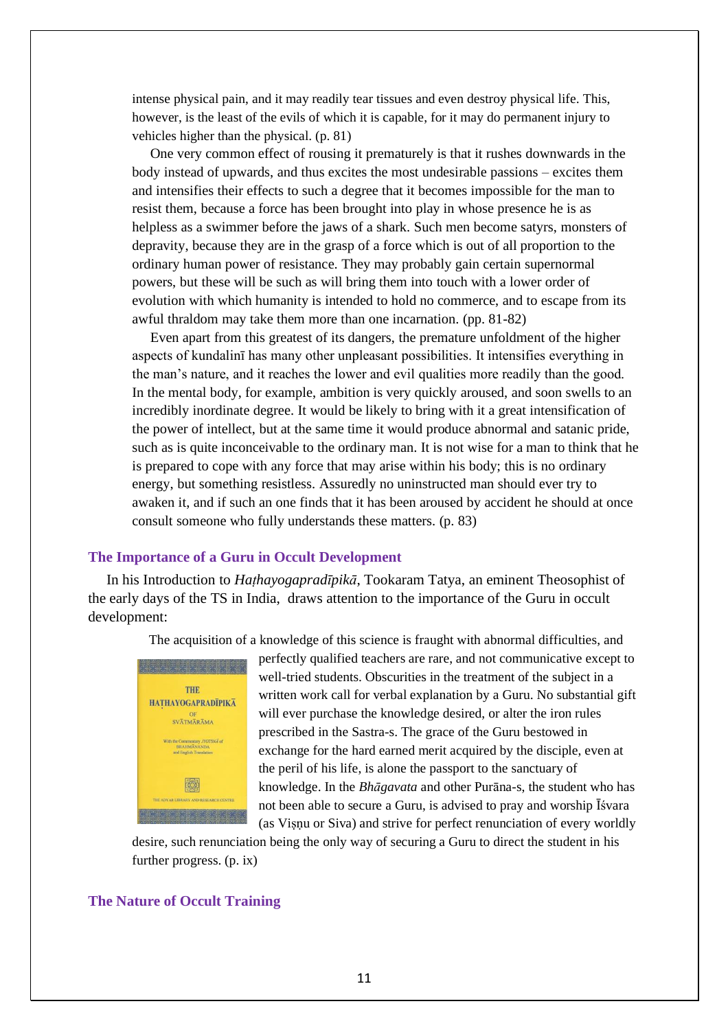intense physical pain, and it may readily tear tissues and even destroy physical life. This, however, is the least of the evils of which it is capable, for it may do permanent injury to vehicles higher than the physical. (p. 81)

One very common effect of rousing it prematurely is that it rushes downwards in the body instead of upwards, and thus excites the most undesirable passions – excites them and intensifies their effects to such a degree that it becomes impossible for the man to resist them, because a force has been brought into play in whose presence he is as helpless as a swimmer before the jaws of a shark. Such men become satyrs, monsters of depravity, because they are in the grasp of a force which is out of all proportion to the ordinary human power of resistance. They may probably gain certain supernormal powers, but these will be such as will bring them into touch with a lower order of evolution with which humanity is intended to hold no commerce, and to escape from its awful thraldom may take them more than one incarnation. (pp. 81-82)

Even apart from this greatest of its dangers, the premature unfoldment of the higher aspects of kundalinī has many other unpleasant possibilities. It intensifies everything in the man's nature, and it reaches the lower and evil qualities more readily than the good. In the mental body, for example, ambition is very quickly aroused, and soon swells to an incredibly inordinate degree. It would be likely to bring with it a great intensification of the power of intellect, but at the same time it would produce abnormal and satanic pride, such as is quite inconceivable to the ordinary man. It is not wise for a man to think that he is prepared to cope with any force that may arise within his body; this is no ordinary energy, but something resistless. Assuredly no uninstructed man should ever try to awaken it, and if such an one finds that it has been aroused by accident he should at once consult someone who fully understands these matters. (p. 83)

## The Importance of a Guru in Occult Development

In his Introduction to *Haṭhayogapradīpikā*, Tookaram Tatya, an eminent Theosophist of the early days of the TS in India, draws attention to the importance of the Guru in occult development:

The acquisition of a knowledge of this science is fraught with abnormal difficulties, and perfectly qualified teachers are rare, and not communicative except to well-tried students. Obscurities in the treatment of the subject in a written work call for verbal explanation by a Guru. No substantial gift will ever purchase the knowledge desired, or alter the iron rules prescribed in the Sastra-s. The grace of the Guru bestowed in exchange for the hard earned merit acquired by the disciple, even at the peril of his life, is alone the passport to the sanctuary of knowledge. In the *Bhāgavata* and other Purāna-s, the student who has not been able to secure a Guru, is advised to pray and worship Īśvara (as Viṣṇu or Siva) and strive for perfect renunciation of every worldly desire, such renunciation being the only way of securing a Guru to direct the student in his further progress. (p. ix)

## The Nature of Occult Training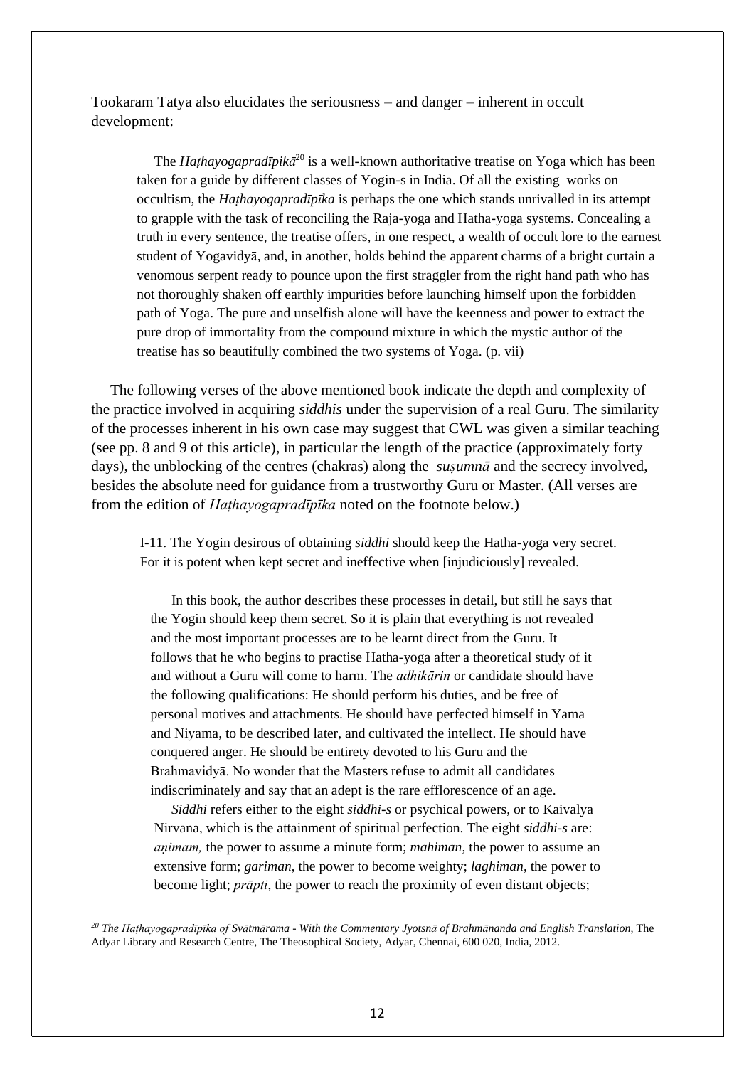Tookaram Tatya also elucidates the seriousness – and danger – inherent in occult development:

> The *Haṭhayogapradīpikā*[20] is a well-known authoritative treatise on Yoga which has been taken for a guide by different classes of Yogin-s in India. Of all the existing works on occultism, the *Haṭhayogapradīpīka* is perhaps the one which stands unrivalled in its attempt to grapple with the task of reconciling the Raja-yoga and Hatha-yoga systems. Concealing a truth in every sentence, the treatise offers, in one respect, a wealth of occult lore to the earnest student of Yogavidyā, and, in another, holds behind the apparent charms of a bright curtain a venomous serpent ready to pounce upon the first straggler from the right hand path who has not thoroughly shaken off earthly impurities before launching himself upon the forbidden path of Yoga. The pure and unselfish alone will have the keenness and power to extract the pure drop of immortality from the compound mixture in which the mystic author of the treatise has so beautifully combined the two systems of Yoga. (p. vii)

The following verses of the above mentioned book indicate the depth and complexity of the practice involved in acquiring *siddhis* under the supervision of a real Guru. The similarity of the processes inherent in his own case may suggest that CWL was given a similar teaching (see pp. 8 and 9 of this article), in particular the length of the practice (approximately forty days), the unblocking of the centres (chakras) along the *suṣumnā* and the secrecy involved, besides the absolute need for guidance from a trustworthy Guru or Master. (All verses are from the edition of *Haṭhayogapradīpīka* noted on the footnote below.)

> I-11. The Yogin desirous of obtaining *siddhi* should keep the Hatha-yoga very secret. For it is potent when kept secret and ineffective when [injudiciously] revealed.
>
> In this book, the author describes these processes in detail, but still he says that the Yogin should keep them secret. So it is plain that everything is not revealed and the most important processes are to be learnt direct from the Guru. It follows that he who begins to practise Hatha-yoga after a theoretical study of it and without a Guru will come to harm. The *adhikārin* or candidate should have the following qualifications: He should perform his duties, and be free of personal motives and attachments. He should have perfected himself in Yama and Niyama, to be described later, and cultivated the intellect. He should have conquered anger. He should be entirety devoted to his Guru and the Brahmavidyā. No wonder that the Masters refuse to admit all candidates indiscriminately and say that an adept is the rare efflorescence of an age.
>
> *Siddhi* refers either to the eight *siddhi-s* or psychical powers, or to Kaivalya Nirvana, which is the attainment of spiritual perfection. The eight *siddhi-s* are: *aṇimam,* the power to assume a minute form; *mahiman*, the power to assume an extensive form; *gariman*, the power to become weighty; *laghiman*, the power to become light; *prāpti*, the power to reach the proximity of even distant objects;

[20] *The Haṭhayogapradīpīka of Svātmārama - With the Commentary Jyotsnā of Brahmānanda and English Translation,* The Adyar Library and Research Centre, The Theosophical Society, Adyar, Chennai, 600 020, India, 2012.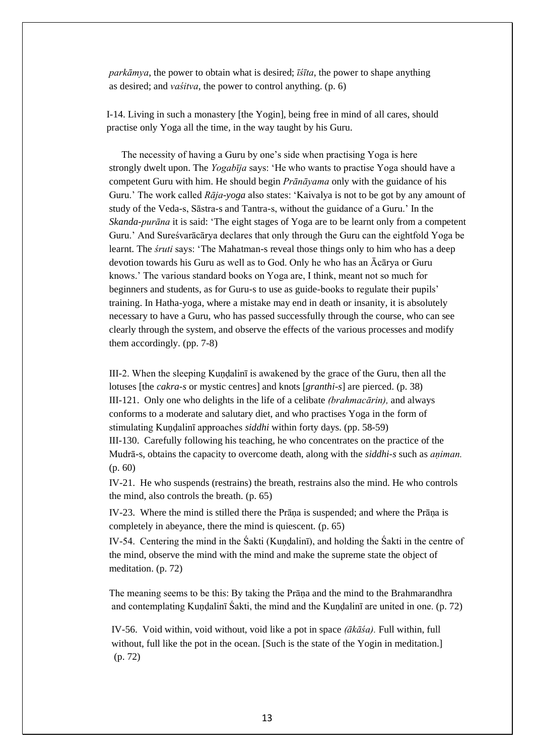*parkāmya*, the power to obtain what is desired; *īśīta*, the power to shape anything as desired; and *vaśitva*, the power to control anything. (p. 6)

I-14. Living in such a monastery [the Yogin], being free in mind of all cares, should practise only Yoga all the time, in the way taught by his Guru.

The necessity of having a Guru by one's side when practising Yoga is here strongly dwelt upon. The *Yogabīja* says: 'He who wants to practise Yoga should have a competent Guru with him. He should begin *Prānāyama* only with the guidance of his Guru.' The work called *Rāja-yoga* also states: 'Kaivalya is not to be got by any amount of study of the Veda-s, Sāstra-s and Tantra-s, without the guidance of a Guru.' In the *Skanda-purāna* it is said: 'The eight stages of Yoga are to be learnt only from a competent Guru.' And Sureśvarācārya declares that only through the Guru can the eightfold Yoga be learnt. The *śruti* says: 'The Mahatman-s reveal those things only to him who has a deep devotion towards his Guru as well as to God. Only he who has an Ācārya or Guru knows.' The various standard books on Yoga are, I think, meant not so much for beginners and students, as for Guru-s to use as guide-books to regulate their pupils' training. In Hatha-yoga, where a mistake may end in death or insanity, it is absolutely necessary to have a Guru, who has passed successfully through the course, who can see clearly through the system, and observe the effects of the various processes and modify them accordingly. (pp. 7-8)

III-2. When the sleeping Kuṇḍalinī is awakened by the grace of the Guru, then all the lotuses [the *cakra-s* or mystic centres] and knots [*granthi-s*] are pierced. (p. 38)
III-121. Only one who delights in the life of a celibate *(brahmacārin),* and always conforms to a moderate and salutary diet, and who practises Yoga in the form of stimulating Kuṇḍalinī approaches *siddhi* within forty days. (pp. 58-59)
III-130. Carefully following his teaching, he who concentrates on the practice of the Mudrā-s, obtains the capacity to overcome death, along with the *siddhi-s* such as *aṇiman.* (p. 60)

IV-21. He who suspends (restrains) the breath, restrains also the mind. He who controls the mind, also controls the breath. (p. 65)

IV-23. Where the mind is stilled there the Prāṇa is suspended; and where the Prāṇa is completely in abeyance, there the mind is quiescent. (p. 65)

IV-54. Centering the mind in the Śakti (Kuṇḍalinī), and holding the Śakti in the centre of the mind, observe the mind with the mind and make the supreme state the object of meditation. (p. 72)

The meaning seems to be this: By taking the Prāṇa and the mind to the Brahmarandhra and contemplating Kuṇḍalinī Śakti, the mind and the Kuṇḍalinī are united in one. (p. 72)

IV-56. Void within, void without, void like a pot in space *(ākāśa).* Full within, full without, full like the pot in the ocean. [Such is the state of the Yogin in meditation.] (p. 72)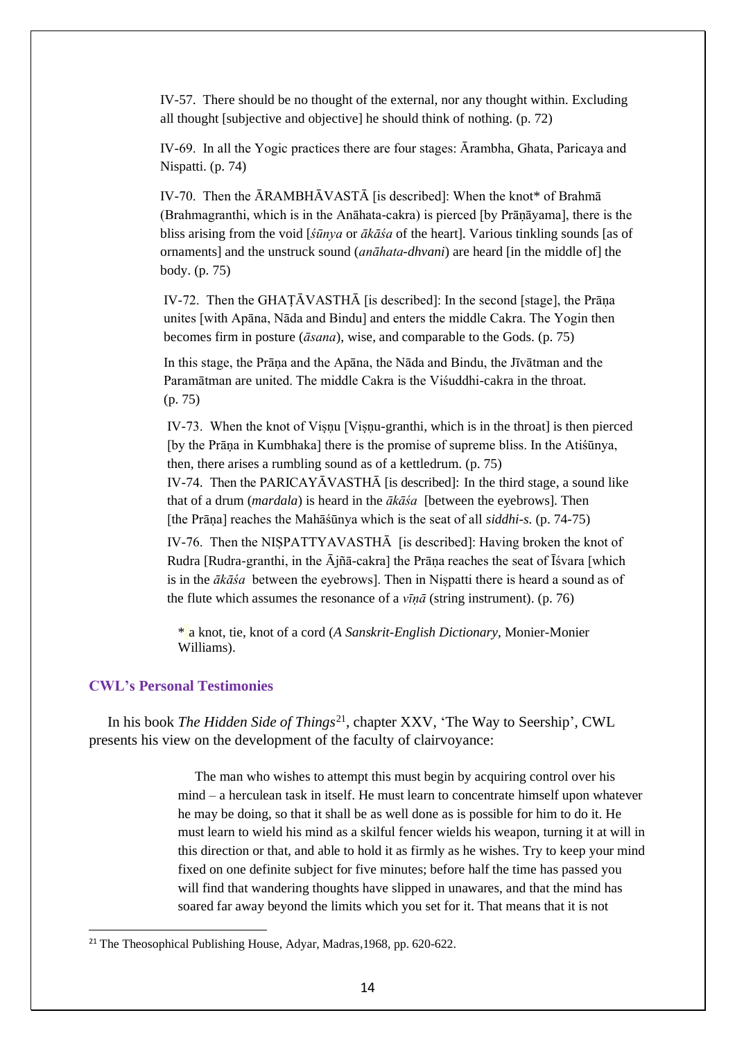IV-57. There should be no thought of the external, nor any thought within. Excluding all thought [subjective and objective] he should think of nothing. (p. 72)

IV-69. In all the Yogic practices there are four stages: Ārambha, Ghata, Paricaya and Nispatti. (p. 74)

IV-70. Then the ĀRAMBHĀVASTĀ [is described]: When the knot* of Brahmā (Brahmagranthi, which is in the Anāhata-cakra) is pierced [by Prāṇāyama], there is the bliss arising from the void [*śūnya* or *ākāśa* of the heart]. Various tinkling sounds [as of ornaments] and the unstruck sound (*anāhata-dhvani*) are heard [in the middle of] the body. (p. 75)

IV-72. Then the GHAṬĀVASTHĀ [is described]: In the second [stage], the Prāṇa unites [with Apāna, Nāda and Bindu] and enters the middle Cakra. The Yogin then becomes firm in posture (*āsana*), wise, and comparable to the Gods. (p. 75)

In this stage, the Prāṇa and the Apāna, the Nāda and Bindu, the Jīvātman and the Paramātman are united. The middle Cakra is the Viśuddhi-cakra in the throat. (p. 75)

IV-73. When the knot of Viṣṇu [Viṣṇu-granthi, which is in the throat] is then pierced [by the Prāṇa in Kumbhaka] there is the promise of supreme bliss. In the Atiśūnya, then, there arises a rumbling sound as of a kettledrum. (p. 75)

IV-74. Then the PARICAYĀVASTHĀ [is described]: In the third stage, a sound like that of a drum (*mardala*) is heard in the *ākāśa* [between the eyebrows]. Then [the Prāṇa] reaches the Mahāśūnya which is the seat of all *siddhi-s.* (p. 74-75)

IV-76. Then the NIṢPATTYAVASTHĀ [is described]: Having broken the knot of Rudra [Rudra-granthi, in the Ājñā-cakra] the Prāṇa reaches the seat of Īśvara [which is in the *ākāśa* between the eyebrows]. Then in Niṣpatti there is heard a sound as of the flute which assumes the resonance of a *vīṇā* (string instrument). (p. 76)

* a knot, tie, knot of a cord (*A Sanskrit-English Dictionary*, Monier-Monier Williams).

### CWL's Personal Testimonies

In his book *The Hidden Side of Things*[21], chapter XXV, 'The Way to Seership', CWL presents his view on the development of the faculty of clairvoyance:

> The man who wishes to attempt this must begin by acquiring control over his mind – a herculean task in itself. He must learn to concentrate himself upon whatever he may be doing, so that it shall be as well done as is possible for him to do it. He must learn to wield his mind as a skilful fencer wields his weapon, turning it at will in this direction or that, and able to hold it as firmly as he wishes. Try to keep your mind fixed on one definite subject for five minutes; before half the time has passed you will find that wandering thoughts have slipped in unawares, and that the mind has soared far away beyond the limits which you set for it. That means that it is not

[21] The Theosophical Publishing House, Adyar, Madras,1968, pp. 620-622.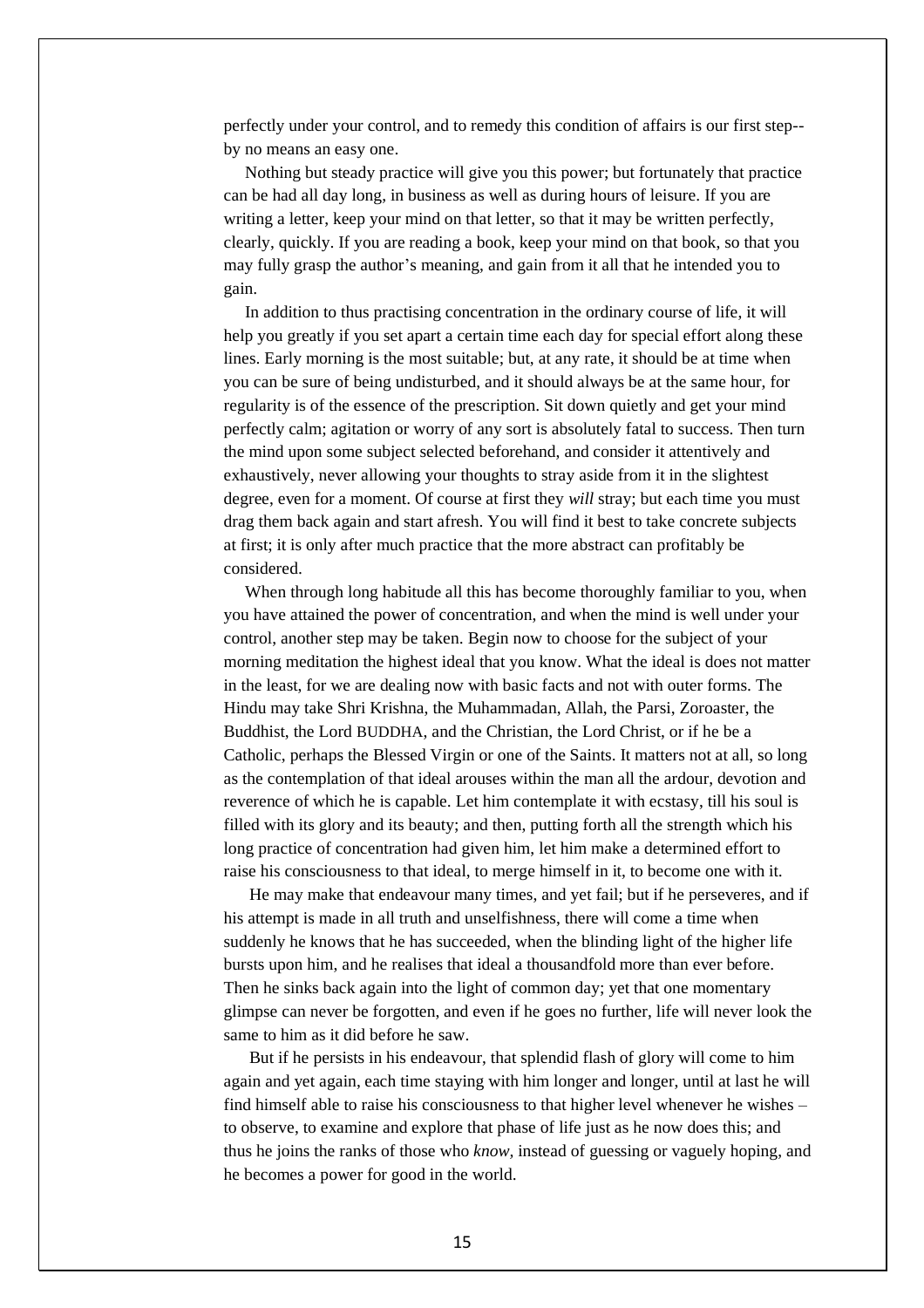perfectly under your control, and to remedy this condition of affairs is our first step--by no means an easy one.

Nothing but steady practice will give you this power; but fortunately that practice can be had all day long, in business as well as during hours of leisure. If you are writing a letter, keep your mind on that letter, so that it may be written perfectly, clearly, quickly. If you are reading a book, keep your mind on that book, so that you may fully grasp the author's meaning, and gain from it all that he intended you to gain.

In addition to thus practising concentration in the ordinary course of life, it will help you greatly if you set apart a certain time each day for special effort along these lines. Early morning is the most suitable; but, at any rate, it should be at time when you can be sure of being undisturbed, and it should always be at the same hour, for regularity is of the essence of the prescription. Sit down quietly and get your mind perfectly calm; agitation or worry of any sort is absolutely fatal to success. Then turn the mind upon some subject selected beforehand, and consider it attentively and exhaustively, never allowing your thoughts to stray aside from it in the slightest degree, even for a moment. Of course at first they *will* stray; but each time you must drag them back again and start afresh. You will find it best to take concrete subjects at first; it is only after much practice that the more abstract can profitably be considered.

When through long habitude all this has become thoroughly familiar to you, when you have attained the power of concentration, and when the mind is well under your control, another step may be taken. Begin now to choose for the subject of your morning meditation the highest ideal that you know. What the ideal is does not matter in the least, for we are dealing now with basic facts and not with outer forms. The Hindu may take Shri Krishna, the Muhammadan, Allah, the Parsi, Zoroaster, the Buddhist, the Lord BUDDHA, and the Christian, the Lord Christ, or if he be a Catholic, perhaps the Blessed Virgin or one of the Saints. It matters not at all, so long as the contemplation of that ideal arouses within the man all the ardour, devotion and reverence of which he is capable. Let him contemplate it with ecstasy, till his soul is filled with its glory and its beauty; and then, putting forth all the strength which his long practice of concentration had given him, let him make a determined effort to raise his consciousness to that ideal, to merge himself in it, to become one with it.

He may make that endeavour many times, and yet fail; but if he perseveres, and if his attempt is made in all truth and unselfishness, there will come a time when suddenly he knows that he has succeeded, when the blinding light of the higher life bursts upon him, and he realises that ideal a thousandfold more than ever before. Then he sinks back again into the light of common day; yet that one momentary glimpse can never be forgotten, and even if he goes no further, life will never look the same to him as it did before he saw.

But if he persists in his endeavour, that splendid flash of glory will come to him again and yet again, each time staying with him longer and longer, until at last he will find himself able to raise his consciousness to that higher level whenever he wishes – to observe, to examine and explore that phase of life just as he now does this; and thus he joins the ranks of those who *know*, instead of guessing or vaguely hoping, and he becomes a power for good in the world.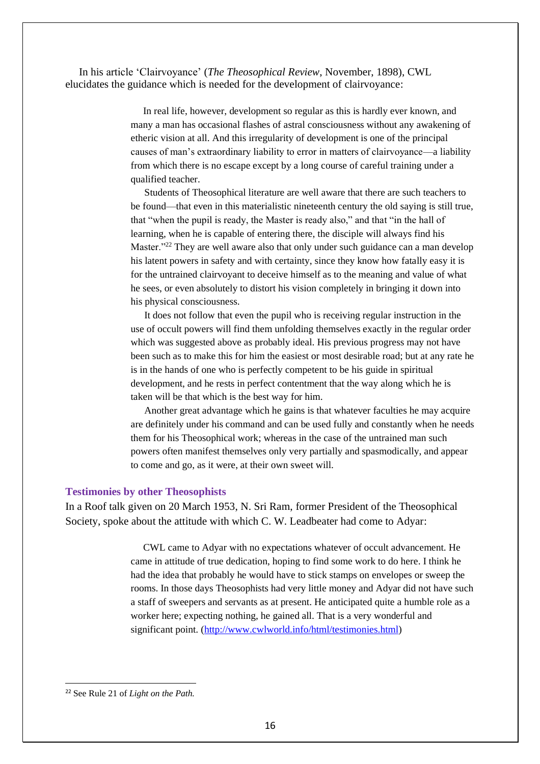In his article 'Clairvoyance' (*The Theosophical Review*, November, 1898), CWL elucidates the guidance which is needed for the development of clairvoyance:

> In real life, however, development so regular as this is hardly ever known, and many a man has occasional flashes of astral consciousness without any awakening of etheric vision at all. And this irregularity of development is one of the principal causes of man's extraordinary liability to error in matters of clairvoyance—a liability from which there is no escape except by a long course of careful training under a qualified teacher.
>
> Students of Theosophical literature are well aware that there are such teachers to be found—that even in this materialistic nineteenth century the old saying is still true, that "when the pupil is ready, the Master is ready also," and that "in the hall of learning, when he is capable of entering there, the disciple will always find his Master."[22] They are well aware also that only under such guidance can a man develop his latent powers in safety and with certainty, since they know how fatally easy it is for the untrained clairvoyant to deceive himself as to the meaning and value of what he sees, or even absolutely to distort his vision completely in bringing it down into his physical consciousness.
>
> It does not follow that even the pupil who is receiving regular instruction in the use of occult powers will find them unfolding themselves exactly in the regular order which was suggested above as probably ideal. His previous progress may not have been such as to make this for him the easiest or most desirable road; but at any rate he is in the hands of one who is perfectly competent to be his guide in spiritual development, and he rests in perfect contentment that the way along which he is taken will be that which is the best way for him.
>
> Another great advantage which he gains is that whatever faculties he may acquire are definitely under his command and can be used fully and constantly when he needs them for his Theosophical work; whereas in the case of the untrained man such powers often manifest themselves only very partially and spasmodically, and appear to come and go, as it were, at their own sweet will.

### Testimonies by other Theosophists

In a Roof talk given on 20 March 1953, N. Sri Ram, former President of the Theosophical Society, spoke about the attitude with which C. W. Leadbeater had come to Adyar:

> CWL came to Adyar with no expectations whatever of occult advancement. He came in attitude of true dedication, hoping to find some work to do here. I think he had the idea that probably he would have to stick stamps on envelopes or sweep the rooms. In those days Theosophists had very little money and Adyar did not have such a staff of sweepers and servants as at present. He anticipated quite a humble role as a worker here; expecting nothing, he gained all. That is a very wonderful and significant point. (http://www.cwlworld.info/html/testimonies.html)

---

[22] See Rule 21 of *Light on the Path.*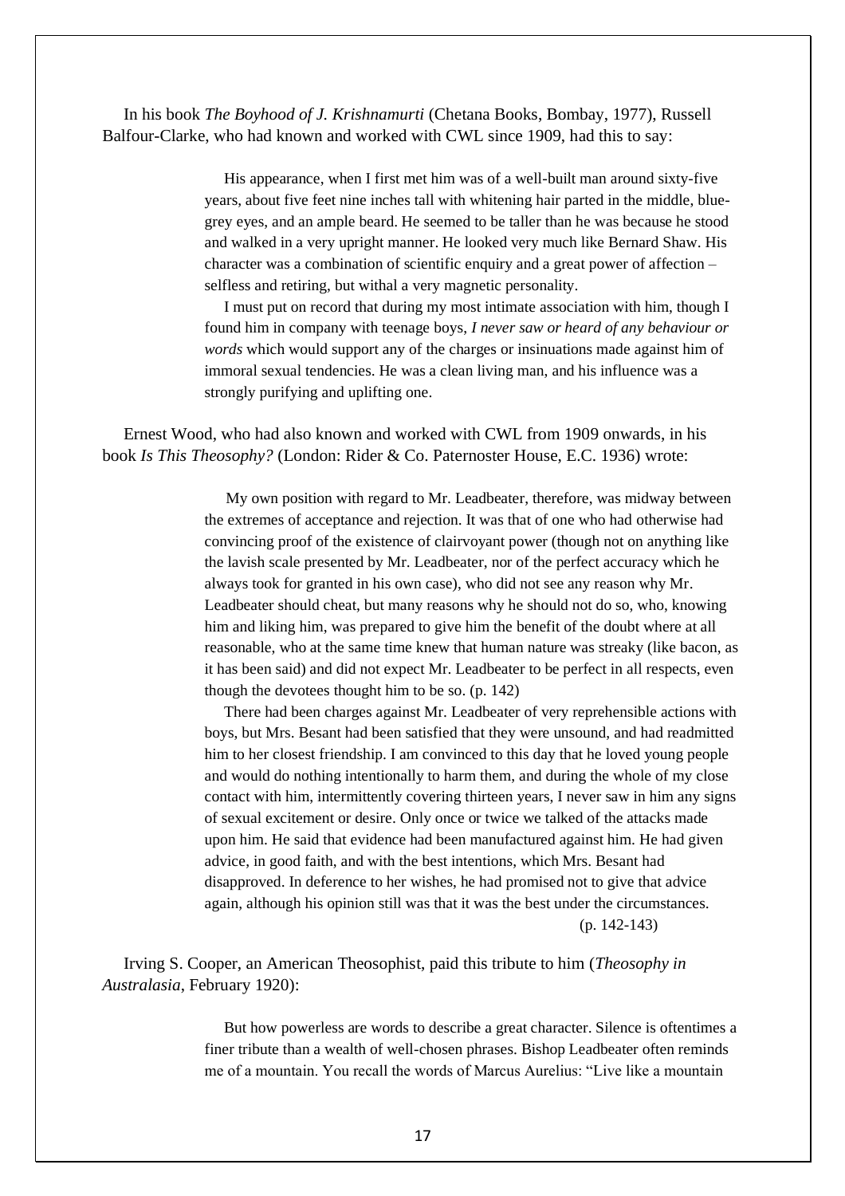In his book *The Boyhood of J. Krishnamurti* (Chetana Books, Bombay, 1977), Russell Balfour-Clarke, who had known and worked with CWL since 1909, had this to say:

> His appearance, when I first met him was of a well-built man around sixty-five years, about five feet nine inches tall with whitening hair parted in the middle, blue-grey eyes, and an ample beard. He seemed to be taller than he was because he stood and walked in a very upright manner. He looked very much like Bernard Shaw. His character was a combination of scientific enquiry and a great power of affection – selfless and retiring, but withal a very magnetic personality.
>
> I must put on record that during my most intimate association with him, though I found him in company with teenage boys, *I never saw or heard of any behaviour or words* which would support any of the charges or insinuations made against him of immoral sexual tendencies. He was a clean living man, and his influence was a strongly purifying and uplifting one.

Ernest Wood, who had also known and worked with CWL from 1909 onwards, in his book *Is This Theosophy?* (London: Rider & Co. Paternoster House, E.C. 1936) wrote:

> My own position with regard to Mr. Leadbeater, therefore, was midway between the extremes of acceptance and rejection. It was that of one who had otherwise had convincing proof of the existence of clairvoyant power (though not on anything like the lavish scale presented by Mr. Leadbeater, nor of the perfect accuracy which he always took for granted in his own case), who did not see any reason why Mr. Leadbeater should cheat, but many reasons why he should not do so, who, knowing him and liking him, was prepared to give him the benefit of the doubt where at all reasonable, who at the same time knew that human nature was streaky (like bacon, as it has been said) and did not expect Mr. Leadbeater to be perfect in all respects, even though the devotees thought him to be so. (p. 142)
>
> There had been charges against Mr. Leadbeater of very reprehensible actions with boys, but Mrs. Besant had been satisfied that they were unsound, and had readmitted him to her closest friendship. I am convinced to this day that he loved young people and would do nothing intentionally to harm them, and during the whole of my close contact with him, intermittently covering thirteen years, I never saw in him any signs of sexual excitement or desire. Only once or twice we talked of the attacks made upon him. He said that evidence had been manufactured against him. He had given advice, in good faith, and with the best intentions, which Mrs. Besant had disapproved. In deference to her wishes, he had promised not to give that advice again, although his opinion still was that it was the best under the circumstances.
>
> (p. 142-143)

Irving S. Cooper, an American Theosophist, paid this tribute to him (*Theosophy in Australasia*, February 1920):

> But how powerless are words to describe a great character. Silence is oftentimes a finer tribute than a wealth of well-chosen phrases. Bishop Leadbeater often reminds me of a mountain. You recall the words of Marcus Aurelius: "Live like a mountain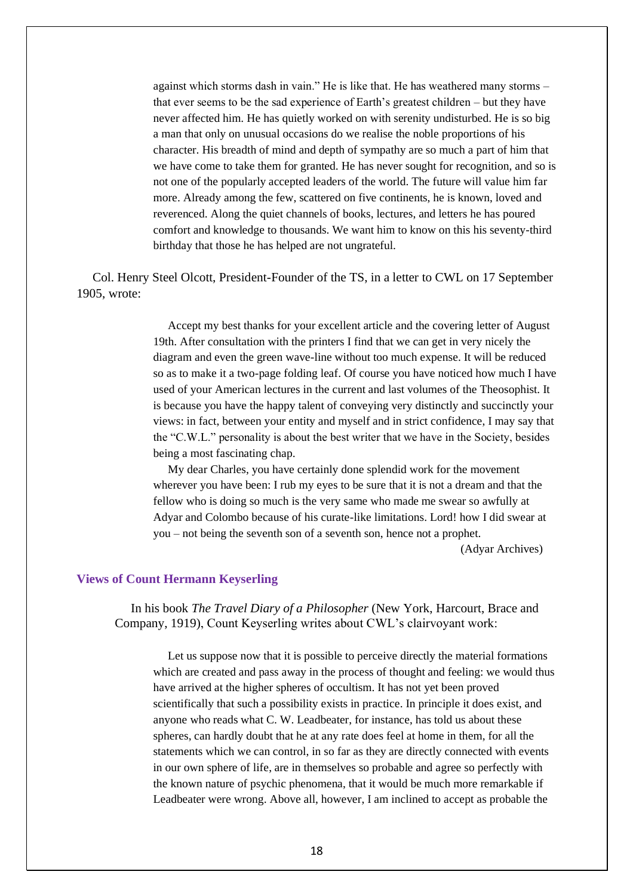> against which storms dash in vain." He is like that. He has weathered many storms – that ever seems to be the sad experience of Earth's greatest children – but they have never affected him. He has quietly worked on with serenity undisturbed. He is so big a man that only on unusual occasions do we realise the noble proportions of his character. His breadth of mind and depth of sympathy are so much a part of him that we have come to take them for granted. He has never sought for recognition, and so is not one of the popularly accepted leaders of the world. The future will value him far more. Already among the few, scattered on five continents, he is known, loved and reverenced. Along the quiet channels of books, lectures, and letters he has poured comfort and knowledge to thousands. We want him to know on this his seventy-third birthday that those he has helped are not ungrateful.

Col. Henry Steel Olcott, President-Founder of the TS, in a letter to CWL on 17 September 1905, wrote:

> Accept my best thanks for your excellent article and the covering letter of August 19th. After consultation with the printers I find that we can get in very nicely the diagram and even the green wave-line without too much expense. It will be reduced so as to make it a two-page folding leaf. Of course you have noticed how much I have used of your American lectures in the current and last volumes of the Theosophist. It is because you have the happy talent of conveying very distinctly and succinctly your views: in fact, between your entity and myself and in strict confidence, I may say that the "C.W.L." personality is about the best writer that we have in the Society, besides being a most fascinating chap.
>
> My dear Charles, you have certainly done splendid work for the movement wherever you have been: I rub my eyes to be sure that it is not a dream and that the fellow who is doing so much is the very same who made me swear so awfully at Adyar and Colombo because of his curate-like limitations. Lord! how I did swear at you – not being the seventh son of a seventh son, hence not a prophet.
>
> (Adyar Archives)

### Views of Count Hermann Keyserling

In his book *The Travel Diary of a Philosopher* (New York, Harcourt, Brace and Company, 1919), Count Keyserling writes about CWL's clairvoyant work:

> Let us suppose now that it is possible to perceive directly the material formations which are created and pass away in the process of thought and feeling: we would thus have arrived at the higher spheres of occultism. It has not yet been proved scientifically that such a possibility exists in practice. In principle it does exist, and anyone who reads what C. W. Leadbeater, for instance, has told us about these spheres, can hardly doubt that he at any rate does feel at home in them, for all the statements which we can control, in so far as they are directly connected with events in our own sphere of life, are in themselves so probable and agree so perfectly with the known nature of psychic phenomena, that it would be much more remarkable if Leadbeater were wrong. Above all, however, I am inclined to accept as probable the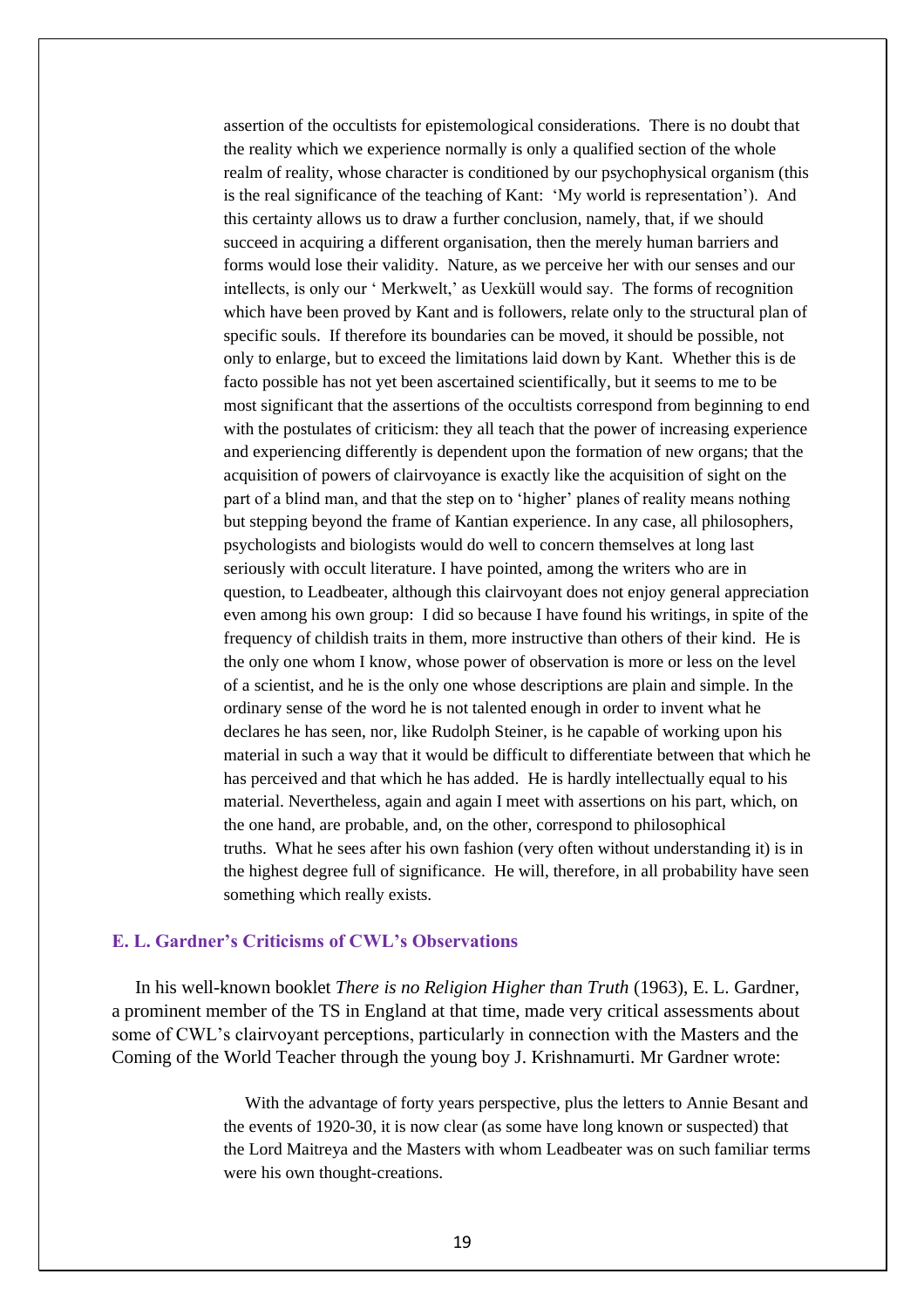> assertion of the occultists for epistemological considerations. There is no doubt that the reality which we experience normally is only a qualified section of the whole realm of reality, whose character is conditioned by our psychophysical organism (this is the real significance of the teaching of Kant: 'My world is representation'). And this certainty allows us to draw a further conclusion, namely, that, if we should succeed in acquiring a different organisation, then the merely human barriers and forms would lose their validity. Nature, as we perceive her with our senses and our intellects, is only our ' Merkwelt,' as Uexküll would say. The forms of recognition which have been proved by Kant and is followers, relate only to the structural plan of specific souls. If therefore its boundaries can be moved, it should be possible, not only to enlarge, but to exceed the limitations laid down by Kant. Whether this is de facto possible has not yet been ascertained scientifically, but it seems to me to be most significant that the assertions of the occultists correspond from beginning to end with the postulates of criticism: they all teach that the power of increasing experience and experiencing differently is dependent upon the formation of new organs; that the acquisition of powers of clairvoyance is exactly like the acquisition of sight on the part of a blind man, and that the step on to 'higher' planes of reality means nothing but stepping beyond the frame of Kantian experience. In any case, all philosophers, psychologists and biologists would do well to concern themselves at long last seriously with occult literature. I have pointed, among the writers who are in question, to Leadbeater, although this clairvoyant does not enjoy general appreciation even among his own group: I did so because I have found his writings, in spite of the frequency of childish traits in them, more instructive than others of their kind. He is the only one whom I know, whose power of observation is more or less on the level of a scientist, and he is the only one whose descriptions are plain and simple. In the ordinary sense of the word he is not talented enough in order to invent what he declares he has seen, nor, like Rudolph Steiner, is he capable of working upon his material in such a way that it would be difficult to differentiate between that which he has perceived and that which he has added. He is hardly intellectually equal to his material. Nevertheless, again and again I meet with assertions on his part, which, on the one hand, are probable, and, on the other, correspond to philosophical truths. What he sees after his own fashion (very often without understanding it) is in the highest degree full of significance. He will, therefore, in all probability have seen something which really exists.

### E. L. Gardner's Criticisms of CWL's Observations

In his well-known booklet *There is no Religion Higher than Truth* (1963), E. L. Gardner, a prominent member of the TS in England at that time, made very critical assessments about some of CWL's clairvoyant perceptions, particularly in connection with the Masters and the Coming of the World Teacher through the young boy J. Krishnamurti. Mr Gardner wrote:

> With the advantage of forty years perspective, plus the letters to Annie Besant and the events of 1920-30, it is now clear (as some have long known or suspected) that the Lord Maitreya and the Masters with whom Leadbeater was on such familiar terms were his own thought-creations.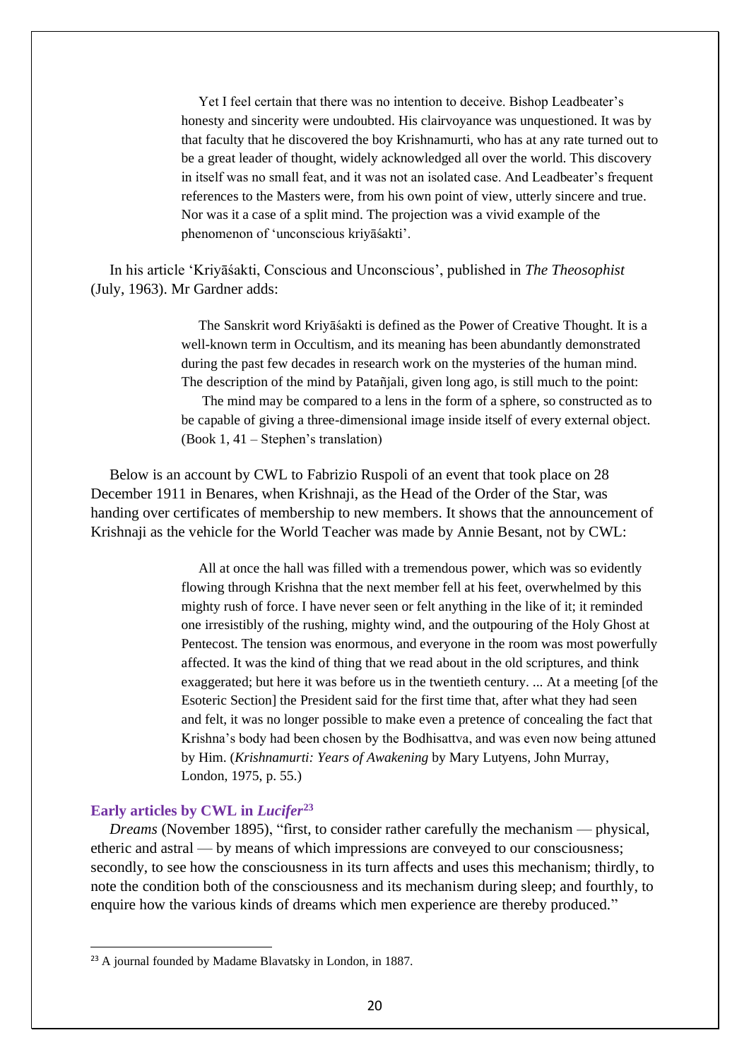> Yet I feel certain that there was no intention to deceive. Bishop Leadbeater's honesty and sincerity were undoubted. His clairvoyance was unquestioned. It was by that faculty that he discovered the boy Krishnamurti, who has at any rate turned out to be a great leader of thought, widely acknowledged all over the world. This discovery in itself was no small feat, and it was not an isolated case. And Leadbeater's frequent references to the Masters were, from his own point of view, utterly sincere and true. Nor was it a case of a split mind. The projection was a vivid example of the phenomenon of 'unconscious kriyāśakti'.

In his article 'Kriyāśakti, Conscious and Unconscious', published in *The Theosophist* (July, 1963). Mr Gardner adds:

> The Sanskrit word Kriyāśakti is defined as the Power of Creative Thought. It is a well-known term in Occultism, and its meaning has been abundantly demonstrated during the past few decades in research work on the mysteries of the human mind. The description of the mind by Patañjali, given long ago, is still much to the point:
>
> The mind may be compared to a lens in the form of a sphere, so constructed as to be capable of giving a three-dimensional image inside itself of every external object. (Book 1, 41 – Stephen's translation)

Below is an account by CWL to Fabrizio Ruspoli of an event that took place on 28 December 1911 in Benares, when Krishnaji, as the Head of the Order of the Star, was handing over certificates of membership to new members. It shows that the announcement of Krishnaji as the vehicle for the World Teacher was made by Annie Besant, not by CWL:

> All at once the hall was filled with a tremendous power, which was so evidently flowing through Krishna that the next member fell at his feet, overwhelmed by this mighty rush of force. I have never seen or felt anything in the like of it; it reminded one irresistibly of the rushing, mighty wind, and the outpouring of the Holy Ghost at Pentecost. The tension was enormous, and everyone in the room was most powerfully affected. It was the kind of thing that we read about in the old scriptures, and think exaggerated; but here it was before us in the twentieth century. ... At a meeting [of the Esoteric Section] the President said for the first time that, after what they had seen and felt, it was no longer possible to make even a pretence of concealing the fact that Krishna's body had been chosen by the Bodhisattva, and was even now being attuned by Him. (*Krishnamurti: Years of Awakening* by Mary Lutyens, John Murray, London, 1975, p. 55.)

### Early articles by CWL in *Lucifer*[23]

*Dreams* (November 1895), "first, to consider rather carefully the mechanism — physical, etheric and astral — by means of which impressions are conveyed to our consciousness; secondly, to see how the consciousness in its turn affects and uses this mechanism; thirdly, to note the condition both of the consciousness and its mechanism during sleep; and fourthly, to enquire how the various kinds of dreams which men experience are thereby produced."

[23] A journal founded by Madame Blavatsky in London, in 1887.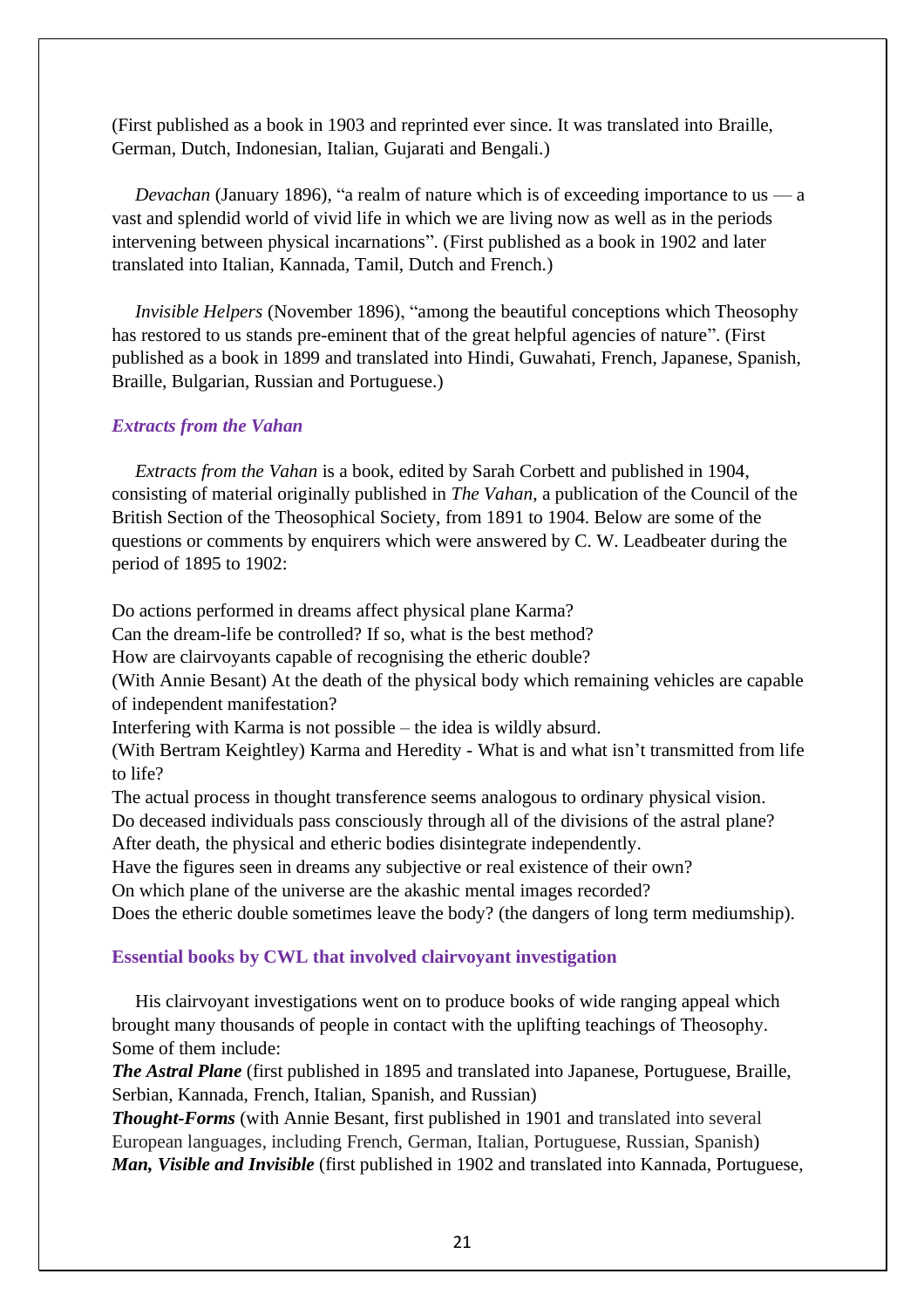(First published as a book in 1903 and reprinted ever since. It was translated into Braille, German, Dutch, Indonesian, Italian, Gujarati and Bengali.)

*Devachan* (January 1896), "a realm of nature which is of exceeding importance to us — a vast and splendid world of vivid life in which we are living now as well as in the periods intervening between physical incarnations". (First published as a book in 1902 and later translated into Italian, Kannada, Tamil, Dutch and French.)

*Invisible Helpers* (November 1896), "among the beautiful conceptions which Theosophy has restored to us stands pre-eminent that of the great helpful agencies of nature". (First published as a book in 1899 and translated into Hindi, Guwahati, French, Japanese, Spanish, Braille, Bulgarian, Russian and Portuguese.)

### *Extracts from the Vahan*

*Extracts from the Vahan* is a book, edited by Sarah Corbett and published in 1904, consisting of material originally published in *The Vahan*, a publication of the Council of the British Section of the Theosophical Society, from 1891 to 1904. Below are some of the questions or comments by enquirers which were answered by C. W. Leadbeater during the period of 1895 to 1902:

Do actions performed in dreams affect physical plane Karma?
Can the dream-life be controlled? If so, what is the best method?
How are clairvoyants capable of recognising the etheric double?
(With Annie Besant) At the death of the physical body which remaining vehicles are capable of independent manifestation?
Interfering with Karma is not possible – the idea is wildly absurd.
(With Bertram Keightley) Karma and Heredity - What is and what isn't transmitted from life to life?
The actual process in thought transference seems analogous to ordinary physical vision.
Do deceased individuals pass consciously through all of the divisions of the astral plane?
After death, the physical and etheric bodies disintegrate independently.
Have the figures seen in dreams any subjective or real existence of their own?
On which plane of the universe are the akashic mental images recorded?
Does the etheric double sometimes leave the body? (the dangers of long term mediumship).

### Essential books by CWL that involved clairvoyant investigation

His clairvoyant investigations went on to produce books of wide ranging appeal which brought many thousands of people in contact with the uplifting teachings of Theosophy. Some of them include:

***The Astral Plane*** (first published in 1895 and translated into Japanese, Portuguese, Braille, Serbian, Kannada, French, Italian, Spanish, and Russian)
***Thought-Forms*** (with Annie Besant, first published in 1901 and translated into several European languages, including French, German, Italian, Portuguese, Russian, Spanish)
***Man, Visible and Invisible*** (first published in 1902 and translated into Kannada, Portuguese,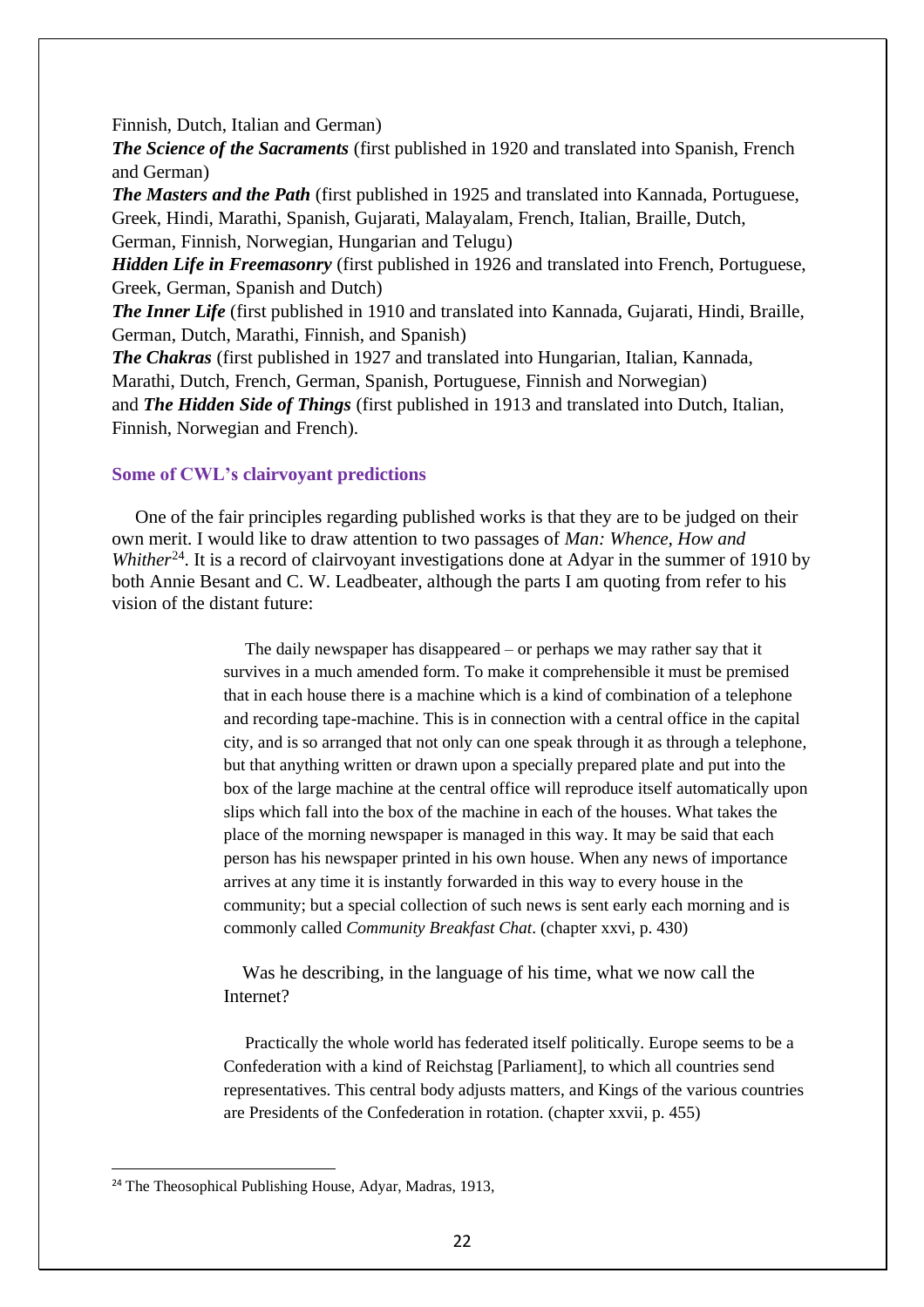Finnish, Dutch, Italian and German)

***The Science of the Sacraments*** (first published in 1920 and translated into Spanish, French and German)

***The Masters and the Path*** (first published in 1925 and translated into Kannada, Portuguese, Greek, Hindi, Marathi, Spanish, Gujarati, Malayalam, French, Italian, Braille, Dutch, German, Finnish, Norwegian, Hungarian and Telugu)

***Hidden Life in Freemasonry*** (first published in 1926 and translated into French, Portuguese, Greek, German, Spanish and Dutch)

***The Inner Life*** (first published in 1910 and translated into Kannada, Gujarati, Hindi, Braille, German, Dutch, Marathi, Finnish, and Spanish)

***The Chakras*** (first published in 1927 and translated into Hungarian, Italian, Kannada, Marathi, Dutch, French, German, Spanish, Portuguese, Finnish and Norwegian)

and ***The Hidden Side of Things*** (first published in 1913 and translated into Dutch, Italian, Finnish, Norwegian and French).

### Some of CWL's clairvoyant predictions

One of the fair principles regarding published works is that they are to be judged on their own merit. I would like to draw attention to two passages of *Man: Whence, How and Whither*[24]. It is a record of clairvoyant investigations done at Adyar in the summer of 1910 by both Annie Besant and C. W. Leadbeater, although the parts I am quoting from refer to his vision of the distant future:

> The daily newspaper has disappeared – or perhaps we may rather say that it survives in a much amended form. To make it comprehensible it must be premised that in each house there is a machine which is a kind of combination of a telephone and recording tape-machine. This is in connection with a central office in the capital city, and is so arranged that not only can one speak through it as through a telephone, but that anything written or drawn upon a specially prepared plate and put into the box of the large machine at the central office will reproduce itself automatically upon slips which fall into the box of the machine in each of the houses. What takes the place of the morning newspaper is managed in this way. It may be said that each person has his newspaper printed in his own house. When any news of importance arrives at any time it is instantly forwarded in this way to every house in the community; but a special collection of such news is sent early each morning and is commonly called *Community Breakfast Chat*. (chapter xxvi, p. 430)

Was he describing, in the language of his time, what we now call the Internet?

> Practically the whole world has federated itself politically. Europe seems to be a Confederation with a kind of Reichstag [Parliament], to which all countries send representatives. This central body adjusts matters, and Kings of the various countries are Presidents of the Confederation in rotation. (chapter xxvii, p. 455)

---

[24] The Theosophical Publishing House, Adyar, Madras, 1913,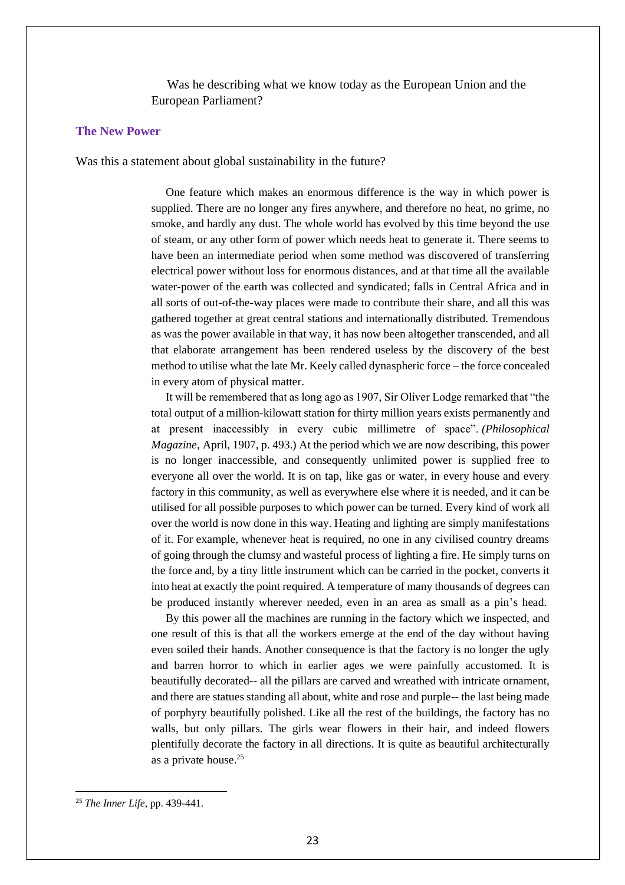Was he describing what we know today as the European Union and the European Parliament?

### The New Power

Was this a statement about global sustainability in the future?

> One feature which makes an enormous difference is the way in which power is supplied. There are no longer any fires anywhere, and therefore no heat, no grime, no smoke, and hardly any dust. The whole world has evolved by this time beyond the use of steam, or any other form of power which needs heat to generate it. There seems to have been an intermediate period when some method was discovered of transferring electrical power without loss for enormous distances, and at that time all the available water-power of the earth was collected and syndicated; falls in Central Africa and in all sorts of out-of-the-way places were made to contribute their share, and all this was gathered together at great central stations and internationally distributed. Tremendous as was the power available in that way, it has now been altogether transcended, and all that elaborate arrangement has been rendered useless by the discovery of the best method to utilise what the late Mr. Keely called dynaspheric force – the force concealed in every atom of physical matter.
>
> It will be remembered that as long ago as 1907, Sir Oliver Lodge remarked that "the total output of a million-kilowatt station for thirty million years exists permanently and at present inaccessibly in every cubic millimetre of space". *(Philosophical Magazine*, April, 1907, p. 493.) At the period which we are now describing, this power is no longer inaccessible, and consequently unlimited power is supplied free to everyone all over the world. It is on tap, like gas or water, in every house and every factory in this community, as well as everywhere else where it is needed, and it can be utilised for all possible purposes to which power can be turned. Every kind of work all over the world is now done in this way. Heating and lighting are simply manifestations of it. For example, whenever heat is required, no one in any civilised country dreams of going through the clumsy and wasteful process of lighting a fire. He simply turns on the force and, by a tiny little instrument which can be carried in the pocket, converts it into heat at exactly the point required. A temperature of many thousands of degrees can be produced instantly wherever needed, even in an area as small as a pin's head.
>
> By this power all the machines are running in the factory which we inspected, and one result of this is that all the workers emerge at the end of the day without having even soiled their hands. Another consequence is that the factory is no longer the ugly and barren horror to which in earlier ages we were painfully accustomed. It is beautifully decorated-- all the pillars are carved and wreathed with intricate ornament, and there are statues standing all about, white and rose and purple-- the last being made of porphyry beautifully polished. Like all the rest of the buildings, the factory has no walls, but only pillars. The girls wear flowers in their hair, and indeed flowers plentifully decorate the factory in all directions. It is quite as beautiful architecturally as a private house.[25]

---

[25] *The Inner Life*, pp. 439-441.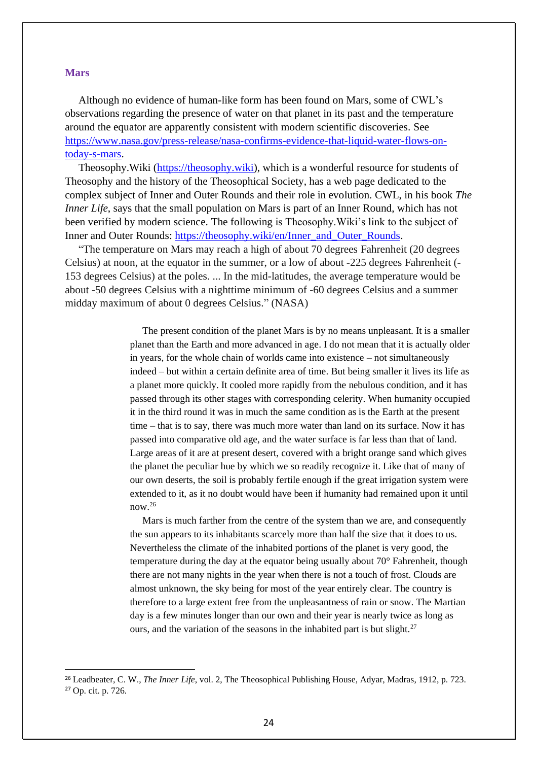### Mars

Although no evidence of human-like form has been found on Mars, some of CWL's observations regarding the presence of water on that planet in its past and the temperature around the equator are apparently consistent with modern scientific discoveries. See [https://www.nasa.gov/press-release/nasa-confirms-evidence-that-liquid-water-flows-on-today-s-mars](https://www.nasa.gov/press-release/nasa-confirms-evidence-that-liquid-water-flows-on-today-s-mars).

Theosophy.Wiki ([https://theosophy.wiki](https://theosophy.wiki)), which is a wonderful resource for students of Theosophy and the history of the Theosophical Society, has a web page dedicated to the complex subject of Inner and Outer Rounds and their role in evolution. CWL, in his book *The Inner Life*, says that the small population on Mars is part of an Inner Round, which has not been verified by modern science. The following is Theosophy.Wiki's link to the subject of Inner and Outer Rounds: [https://theosophy.wiki/en/Inner_and_Outer_Rounds](https://theosophy.wiki/en/Inner_and_Outer_Rounds).

"The temperature on Mars may reach a high of about 70 degrees Fahrenheit (20 degrees Celsius) at noon, at the equator in the summer, or a low of about -225 degrees Fahrenheit (-153 degrees Celsius) at the poles. ... In the mid-latitudes, the average temperature would be about -50 degrees Celsius with a nighttime minimum of -60 degrees Celsius and a summer midday maximum of about 0 degrees Celsius." (NASA)

> The present condition of the planet Mars is by no means unpleasant. It is a smaller planet than the Earth and more advanced in age. I do not mean that it is actually older in years, for the whole chain of worlds came into existence – not simultaneously indeed – but within a certain definite area of time. But being smaller it lives its life as a planet more quickly. It cooled more rapidly from the nebulous condition, and it has passed through its other stages with corresponding celerity. When humanity occupied it in the third round it was in much the same condition as is the Earth at the present time – that is to say, there was much more water than land on its surface. Now it has passed into comparative old age, and the water surface is far less than that of land. Large areas of it are at present desert, covered with a bright orange sand which gives the planet the peculiar hue by which we so readily recognize it. Like that of many of our own deserts, the soil is probably fertile enough if the great irrigation system were extended to it, as it no doubt would have been if humanity had remained upon it until now.[26]
>
> Mars is much farther from the centre of the system than we are, and consequently the sun appears to its inhabitants scarcely more than half the size that it does to us. Nevertheless the climate of the inhabited portions of the planet is very good, the temperature during the day at the equator being usually about 70° Fahrenheit, though there are not many nights in the year when there is not a touch of frost. Clouds are almost unknown, the sky being for most of the year entirely clear. The country is therefore to a large extent free from the unpleasantness of rain or snow. The Martian day is a few minutes longer than our own and their year is nearly twice as long as ours, and the variation of the seasons in the inhabited part is but slight.[27]

---

[26] Leadbeater, C. W., *The Inner Life*, vol. 2, The Theosophical Publishing House, Adyar, Madras, 1912, p. 723.

[27] Op. cit. p. 726.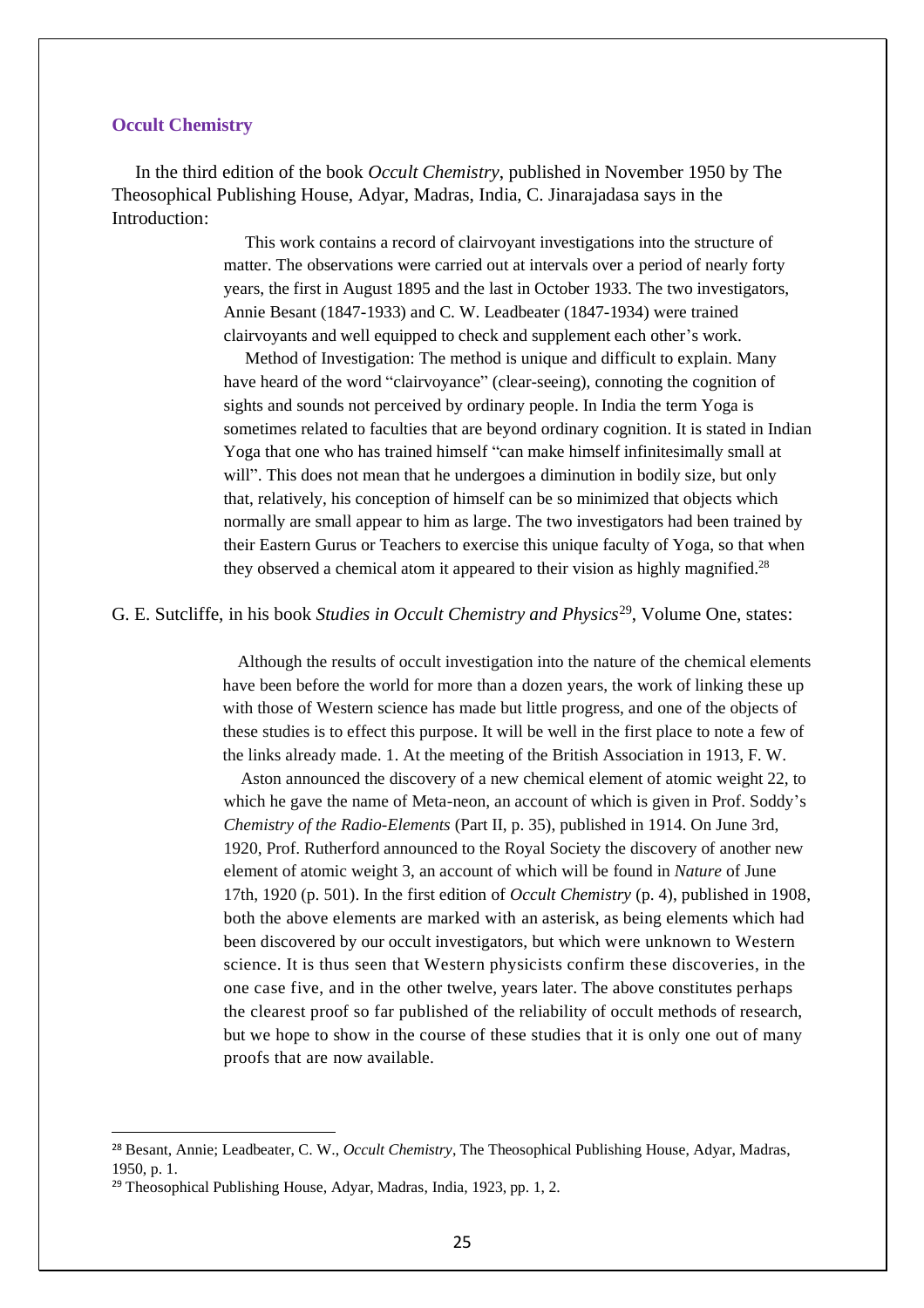### Occult Chemistry

In the third edition of the book *Occult Chemistry*, published in November 1950 by The Theosophical Publishing House, Adyar, Madras, India, C. Jinarajadasa says in the Introduction:

> This work contains a record of clairvoyant investigations into the structure of matter. The observations were carried out at intervals over a period of nearly forty years, the first in August 1895 and the last in October 1933. The two investigators, Annie Besant (1847-1933) and C. W. Leadbeater (1847-1934) were trained clairvoyants and well equipped to check and supplement each other's work.
>
> Method of Investigation: The method is unique and difficult to explain. Many have heard of the word "clairvoyance" (clear-seeing), connoting the cognition of sights and sounds not perceived by ordinary people. In India the term Yoga is sometimes related to faculties that are beyond ordinary cognition. It is stated in Indian Yoga that one who has trained himself "can make himself infinitesimally small at will". This does not mean that he undergoes a diminution in bodily size, but only that, relatively, his conception of himself can be so minimized that objects which normally are small appear to him as large. The two investigators had been trained by their Eastern Gurus or Teachers to exercise this unique faculty of Yoga, so that when they observed a chemical atom it appeared to their vision as highly magnified.[28]

G. E. Sutcliffe, in his book *Studies in Occult Chemistry and Physics*[29], Volume One, states:

> Although the results of occult investigation into the nature of the chemical elements have been before the world for more than a dozen years, the work of linking these up with those of Western science has made but little progress, and one of the objects of these studies is to effect this purpose. It will be well in the first place to note a few of the links already made. 1. At the meeting of the British Association in 1913, F. W.
>
> Aston announced the discovery of a new chemical element of atomic weight 22, to which he gave the name of Meta-neon, an account of which is given in Prof. Soddy's *Chemistry of the Radio-Elements* (Part II, p. 35), published in 1914. On June 3rd, 1920, Prof. Rutherford announced to the Royal Society the discovery of another new element of atomic weight 3, an account of which will be found in *Nature* of June 17th, 1920 (p. 501). In the first edition of *Occult Chemistry* (p. 4), published in 1908, both the above elements are marked with an asterisk, as being elements which had been discovered by our occult investigators, but which were unknown to Western science. It is thus seen that Western physicists confirm these discoveries, in the one case five, and in the other twelve, years later. The above constitutes perhaps the clearest proof so far published of the reliability of occult methods of research, but we hope to show in the course of these studies that it is only one out of many proofs that are now available.

---

[28] Besant, Annie; Leadbeater, C. W., *Occult Chemistry*, The Theosophical Publishing House, Adyar, Madras, 1950, p. 1.

[29] Theosophical Publishing House, Adyar, Madras, India, 1923, pp. 1, 2.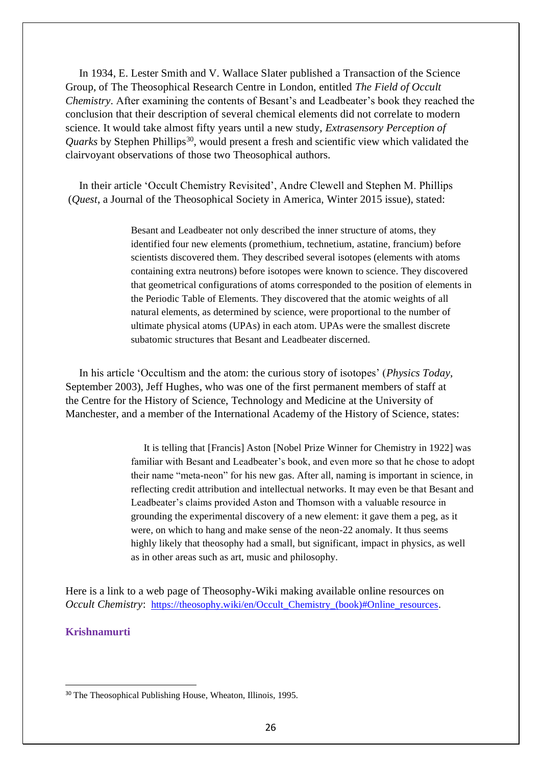In 1934, E. Lester Smith and V. Wallace Slater published a Transaction of the Science Group, of The Theosophical Research Centre in London, entitled *The Field of Occult Chemistry*. After examining the contents of Besant's and Leadbeater's book they reached the conclusion that their description of several chemical elements did not correlate to modern science. It would take almost fifty years until a new study, *Extrasensory Perception of Quarks* by Stephen Phillips[30], would present a fresh and scientific view which validated the clairvoyant observations of those two Theosophical authors.

In their article 'Occult Chemistry Revisited', Andre Clewell and Stephen M. Phillips (*Quest*, a Journal of the Theosophical Society in America, Winter 2015 issue), stated:

> Besant and Leadbeater not only described the inner structure of atoms, they identified four new elements (promethium, technetium, astatine, francium) before scientists discovered them. They described several isotopes (elements with atoms containing extra neutrons) before isotopes were known to science. They discovered that geometrical configurations of atoms corresponded to the position of elements in the Periodic Table of Elements. They discovered that the atomic weights of all natural elements, as determined by science, were proportional to the number of ultimate physical atoms (UPAs) in each atom. UPAs were the smallest discrete subatomic structures that Besant and Leadbeater discerned.

In his article 'Occultism and the atom: the curious story of isotopes' (*Physics Today*, September 2003), Jeff Hughes, who was one of the first permanent members of staff at the Centre for the History of Science, Technology and Medicine at the University of Manchester, and a member of the International Academy of the History of Science, states:

> It is telling that [Francis] Aston [Nobel Prize Winner for Chemistry in 1922] was familiar with Besant and Leadbeater's book, and even more so that he chose to adopt their name "meta-neon" for his new gas. After all, naming is important in science, in reflecting credit attribution and intellectual networks. It may even be that Besant and Leadbeater's claims provided Aston and Thomson with a valuable resource in grounding the experimental discovery of a new element: it gave them a peg, as it were, on which to hang and make sense of the neon-22 anomaly. It thus seems highly likely that theosophy had a small, but significant, impact in physics, as well as in other areas such as art, music and philosophy.

Here is a link to a web page of Theosophy-Wiki making available online resources on *Occult Chemistry*: https://theosophy.wiki/en/Occult_Chemistry_(book)#Online_resources.

### Krishnamurti

[30] The Theosophical Publishing House, Wheaton, Illinois, 1995.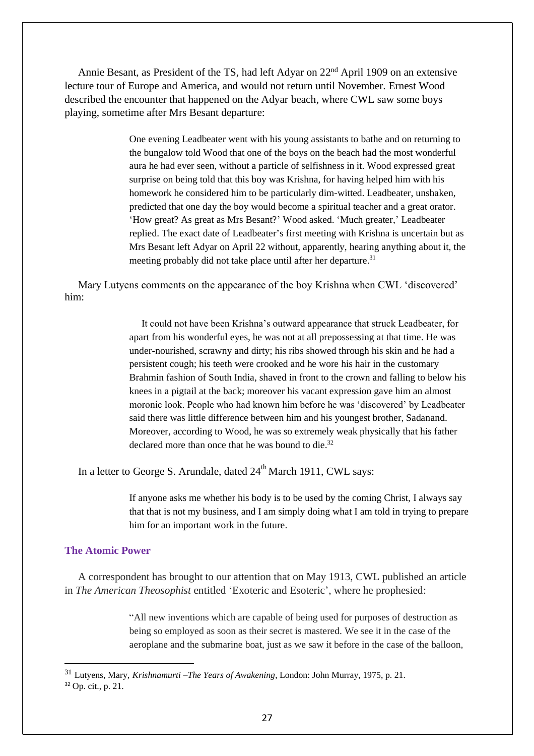Annie Besant, as President of the TS, had left Adyar on 22nd April 1909 on an extensive lecture tour of Europe and America, and would not return until November. Ernest Wood described the encounter that happened on the Adyar beach, where CWL saw some boys playing, sometime after Mrs Besant departure:

> One evening Leadbeater went with his young assistants to bathe and on returning to the bungalow told Wood that one of the boys on the beach had the most wonderful aura he had ever seen, without a particle of selfishness in it. Wood expressed great surprise on being told that this boy was Krishna, for having helped him with his homework he considered him to be particularly dim-witted. Leadbeater, unshaken, predicted that one day the boy would become a spiritual teacher and a great orator. 'How great? As great as Mrs Besant?' Wood asked. 'Much greater,' Leadbeater replied. The exact date of Leadbeater's first meeting with Krishna is uncertain but as Mrs Besant left Adyar on April 22 without, apparently, hearing anything about it, the meeting probably did not take place until after her departure.[31]

Mary Lutyens comments on the appearance of the boy Krishna when CWL 'discovered' him:

> It could not have been Krishna's outward appearance that struck Leadbeater, for apart from his wonderful eyes, he was not at all prepossessing at that time. He was under-nourished, scrawny and dirty; his ribs showed through his skin and he had a persistent cough; his teeth were crooked and he wore his hair in the customary Brahmin fashion of South India, shaved in front to the crown and falling to below his knees in a pigtail at the back; moreover his vacant expression gave him an almost moronic look. People who had known him before he was 'discovered' by Leadbeater said there was little difference between him and his youngest brother, Sadanand. Moreover, according to Wood, he was so extremely weak physically that his father declared more than once that he was bound to die.[32]

In a letter to George S. Arundale, dated 24th March 1911, CWL says:

> If anyone asks me whether his body is to be used by the coming Christ, I always say that that is not my business, and I am simply doing what I am told in trying to prepare him for an important work in the future.

### The Atomic Power

A correspondent has brought to our attention that on May 1913, CWL published an article in *The American Theosophist* entitled 'Exoteric and Esoteric', where he prophesied:

> "All new inventions which are capable of being used for purposes of destruction as being so employed as soon as their secret is mastered. We see it in the case of the aeroplane and the submarine boat, just as we saw it before in the case of the balloon,

---

[31] Lutyens, Mary, *Krishnamurti –The Years of Awakening*, London: John Murray, 1975, p. 21.

[32] Op. cit., p. 21.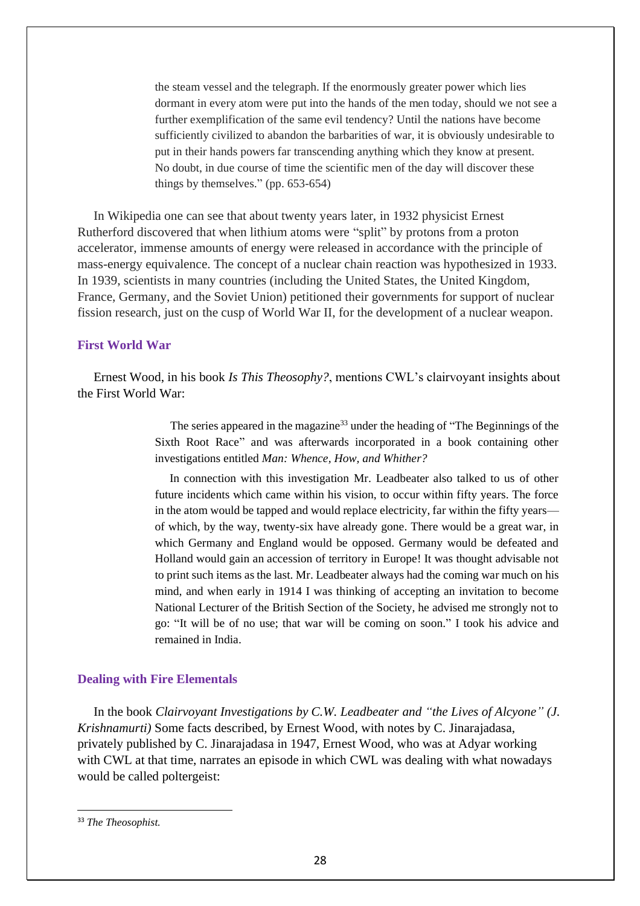> the steam vessel and the telegraph. If the enormously greater power which lies dormant in every atom were put into the hands of the men today, should we not see a further exemplification of the same evil tendency? Until the nations have become sufficiently civilized to abandon the barbarities of war, it is obviously undesirable to put in their hands powers far transcending anything which they know at present. No doubt, in due course of time the scientific men of the day will discover these things by themselves." (pp. 653-654)

In Wikipedia one can see that about twenty years later, in 1932 physicist Ernest Rutherford discovered that when lithium atoms were "split" by protons from a proton accelerator, immense amounts of energy were released in accordance with the principle of mass-energy equivalence. The concept of a nuclear chain reaction was hypothesized in 1933. In 1939, scientists in many countries (including the United States, the United Kingdom, France, Germany, and the Soviet Union) petitioned their governments for support of nuclear fission research, just on the cusp of World War II, for the development of a nuclear weapon.

### First World War

Ernest Wood, in his book *Is This Theosophy?*, mentions CWL's clairvoyant insights about the First World War:

> The series appeared in the magazine[33] under the heading of "The Beginnings of the Sixth Root Race" and was afterwards incorporated in a book containing other investigations entitled *Man: Whence, How, and Whither?*
>
> In connection with this investigation Mr. Leadbeater also talked to us of other future incidents which came within his vision, to occur within fifty years. The force in the atom would be tapped and would replace electricity, far within the fifty years—of which, by the way, twenty-six have already gone. There would be a great war, in which Germany and England would be opposed. Germany would be defeated and Holland would gain an accession of territory in Europe! It was thought advisable not to print such items as the last. Mr. Leadbeater always had the coming war much on his mind, and when early in 1914 I was thinking of accepting an invitation to become National Lecturer of the British Section of the Society, he advised me strongly not to go: "It will be of no use; that war will be coming on soon." I took his advice and remained in India.

### Dealing with Fire Elementals

In the book *Clairvoyant Investigations by C.W. Leadbeater and "the Lives of Alcyone" (J. Krishnamurti)* Some facts described, by Ernest Wood, with notes by C. Jinarajadasa, privately published by C. Jinarajadasa in 1947, Ernest Wood, who was at Adyar working with CWL at that time, narrates an episode in which CWL was dealing with what nowadays would be called poltergeist:

---

[33] *The Theosophist.*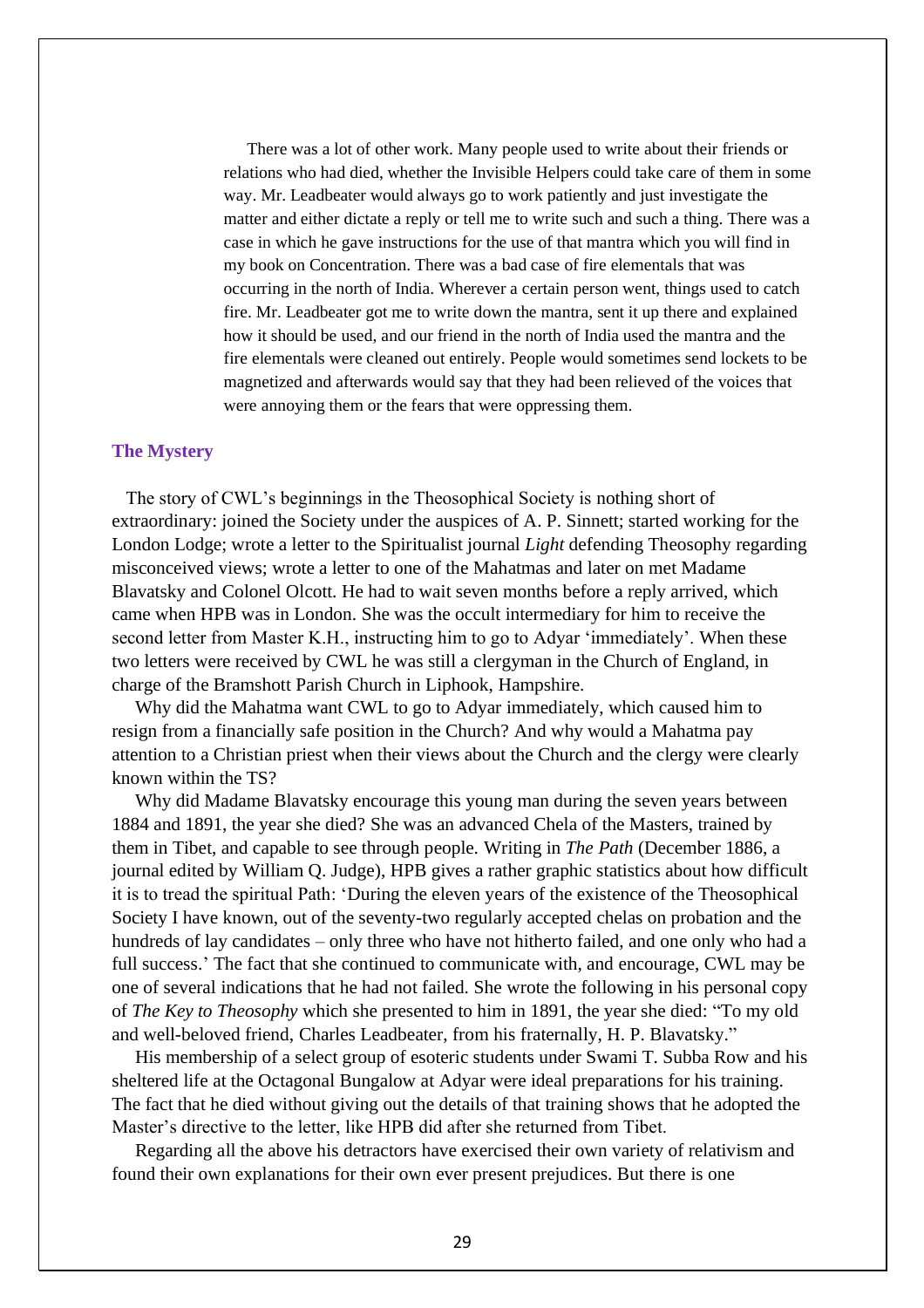> There was a lot of other work. Many people used to write about their friends or relations who had died, whether the Invisible Helpers could take care of them in some way. Mr. Leadbeater would always go to work patiently and just investigate the matter and either dictate a reply or tell me to write such and such a thing. There was a case in which he gave instructions for the use of that mantra which you will find in my book on Concentration. There was a bad case of fire elementals that was occurring in the north of India. Wherever a certain person went, things used to catch fire. Mr. Leadbeater got me to write down the mantra, sent it up there and explained how it should be used, and our friend in the north of India used the mantra and the fire elementals were cleaned out entirely. People would sometimes send lockets to be magnetized and afterwards would say that they had been relieved of the voices that were annoying them or the fears that were oppressing them.

### The Mystery

The story of CWL's beginnings in the Theosophical Society is nothing short of extraordinary: joined the Society under the auspices of A. P. Sinnett; started working for the London Lodge; wrote a letter to the Spiritualist journal *Light* defending Theosophy regarding misconceived views; wrote a letter to one of the Mahatmas and later on met Madame Blavatsky and Colonel Olcott. He had to wait seven months before a reply arrived, which came when HPB was in London. She was the occult intermediary for him to receive the second letter from Master K.H., instructing him to go to Adyar 'immediately'. When these two letters were received by CWL he was still a clergyman in the Church of England, in charge of the Bramshott Parish Church in Liphook, Hampshire.

Why did the Mahatma want CWL to go to Adyar immediately, which caused him to resign from a financially safe position in the Church? And why would a Mahatma pay attention to a Christian priest when their views about the Church and the clergy were clearly known within the TS?

Why did Madame Blavatsky encourage this young man during the seven years between 1884 and 1891, the year she died? She was an advanced Chela of the Masters, trained by them in Tibet, and capable to see through people. Writing in *The Path* (December 1886, a journal edited by William Q. Judge), HPB gives a rather graphic statistics about how difficult it is to tread the spiritual Path: 'During the eleven years of the existence of the Theosophical Society I have known, out of the seventy-two regularly accepted chelas on probation and the hundreds of lay candidates – only three who have not hitherto failed, and one only who had a full success.' The fact that she continued to communicate with, and encourage, CWL may be one of several indications that he had not failed. She wrote the following in his personal copy of *The Key to Theosophy* which she presented to him in 1891, the year she died: "To my old and well-beloved friend, Charles Leadbeater, from his fraternally, H. P. Blavatsky."

His membership of a select group of esoteric students under Swami T. Subba Row and his sheltered life at the Octagonal Bungalow at Adyar were ideal preparations for his training. The fact that he died without giving out the details of that training shows that he adopted the Master's directive to the letter, like HPB did after she returned from Tibet.

Regarding all the above his detractors have exercised their own variety of relativism and found their own explanations for their own ever present prejudices. But there is one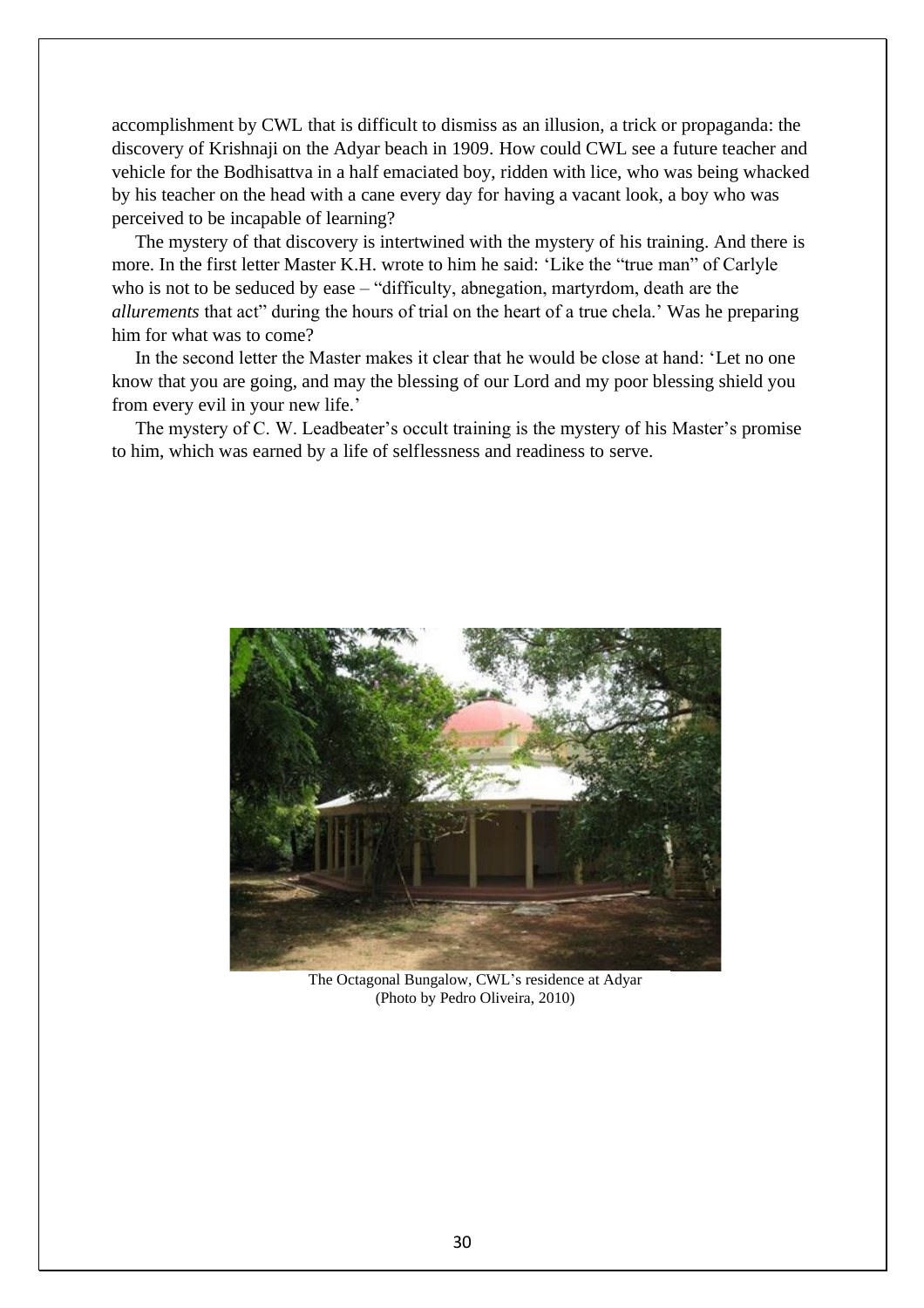accomplishment by CWL that is difficult to dismiss as an illusion, a trick or propaganda: the discovery of Krishnaji on the Adyar beach in 1909. How could CWL see a future teacher and vehicle for the Bodhisattva in a half emaciated boy, ridden with lice, who was being whacked by his teacher on the head with a cane every day for having a vacant look, a boy who was perceived to be incapable of learning?

The mystery of that discovery is intertwined with the mystery of his training. And there is more. In the first letter Master K.H. wrote to him he said: 'Like the "true man" of Carlyle who is not to be seduced by ease – "difficulty, abnegation, martyrdom, death are the *allurements* that act" during the hours of trial on the heart of a true chela.' Was he preparing him for what was to come?

In the second letter the Master makes it clear that he would be close at hand: 'Let no one know that you are going, and may the blessing of our Lord and my poor blessing shield you from every evil in your new life.'

The mystery of C. W. Leadbeater's occult training is the mystery of his Master's promise to him, which was earned by a life of selflessness and readiness to serve.

The Octagonal Bungalow, CWL's residence at Adyar
(Photo by Pedro Oliveira, 2010)